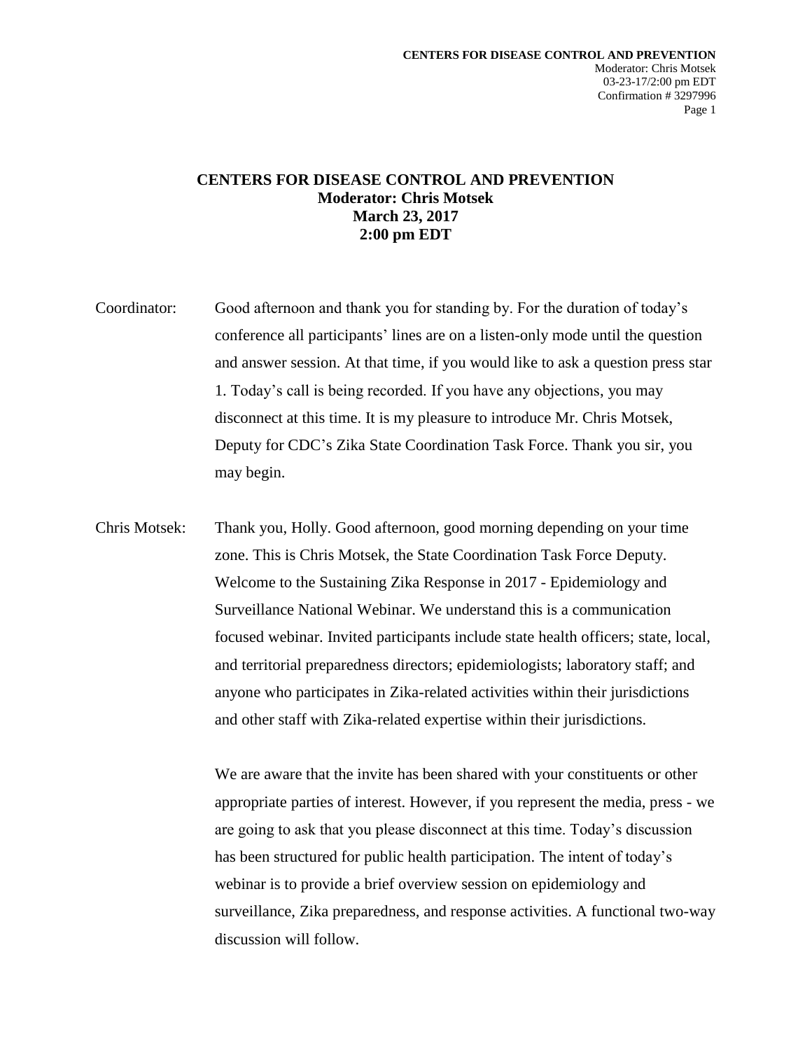**CENTERS FOR DISEASE CONTROL AND PREVENTION**
**Moderator: Chris Motsek**
**March 23, 2017**
**2:00 pm EDT**

Coordinator: Good afternoon and thank you for standing by. For the duration of today's conference all participants' lines are on a listen-only mode until the question and answer session. At that time, if you would like to ask a question press star 1. Today's call is being recorded. If you have any objections, you may disconnect at this time. It is my pleasure to introduce Mr. Chris Motsek, Deputy for CDC's Zika State Coordination Task Force. Thank you sir, you may begin.

Chris Motsek: Thank you, Holly. Good afternoon, good morning depending on your time zone. This is Chris Motsek, the State Coordination Task Force Deputy. Welcome to the Sustaining Zika Response in 2017 - Epidemiology and Surveillance National Webinar. We understand this is a communication focused webinar. Invited participants include state health officers; state, local, and territorial preparedness directors; epidemiologists; laboratory staff; and anyone who participates in Zika-related activities within their jurisdictions and other staff with Zika-related expertise within their jurisdictions.

We are aware that the invite has been shared with your constituents or other appropriate parties of interest. However, if you represent the media, press - we are going to ask that you please disconnect at this time. Today's discussion has been structured for public health participation. The intent of today's webinar is to provide a brief overview session on epidemiology and surveillance, Zika preparedness, and response activities. A functional two-way discussion will follow.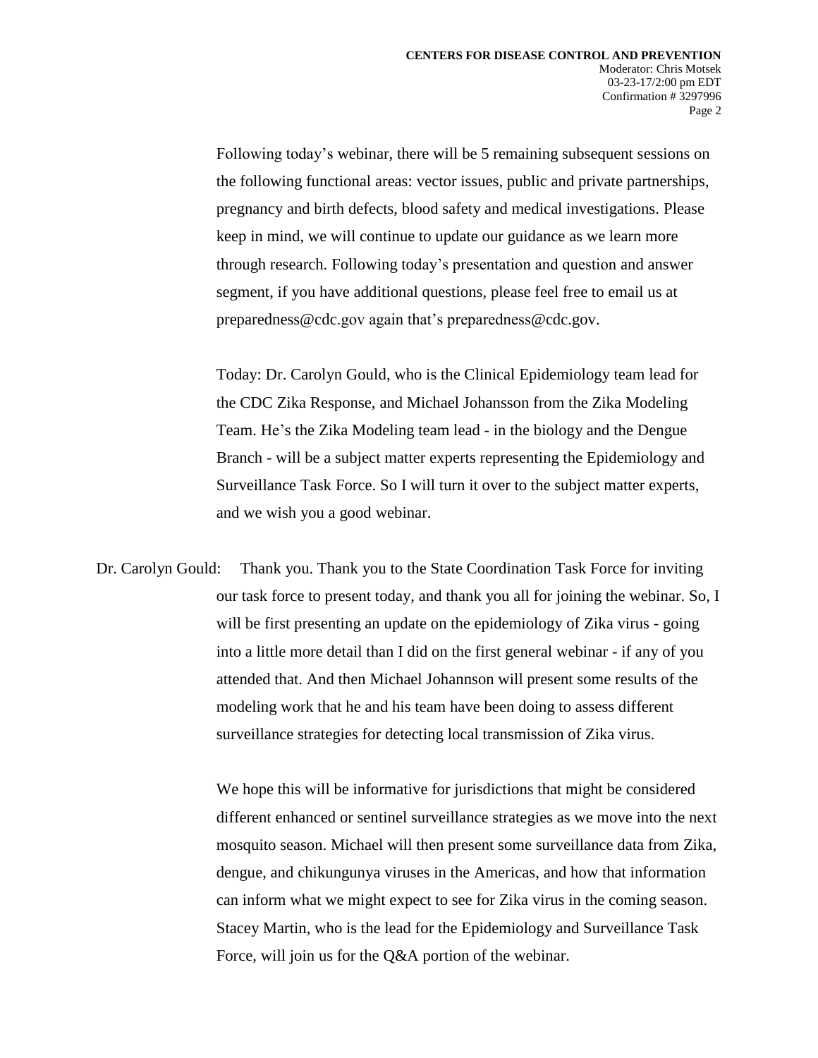Following today's webinar, there will be 5 remaining subsequent sessions on the following functional areas: vector issues, public and private partnerships, pregnancy and birth defects, blood safety and medical investigations. Please keep in mind, we will continue to update our guidance as we learn more through research. Following today's presentation and question and answer segment, if you have additional questions, please feel free to email us at preparedness@cdc.gov again that's preparedness@cdc.gov.

Today: Dr. Carolyn Gould, who is the Clinical Epidemiology team lead for the CDC Zika Response, and Michael Johansson from the Zika Modeling Team. He's the Zika Modeling team lead - in the biology and the Dengue Branch - will be a subject matter experts representing the Epidemiology and Surveillance Task Force. So I will turn it over to the subject matter experts, and we wish you a good webinar.

Dr. Carolyn Gould: Thank you. Thank you to the State Coordination Task Force for inviting our task force to present today, and thank you all for joining the webinar. So, I will be first presenting an update on the epidemiology of Zika virus - going into a little more detail than I did on the first general webinar - if any of you attended that. And then Michael Johannson will present some results of the modeling work that he and his team have been doing to assess different surveillance strategies for detecting local transmission of Zika virus.

We hope this will be informative for jurisdictions that might be considered different enhanced or sentinel surveillance strategies as we move into the next mosquito season. Michael will then present some surveillance data from Zika, dengue, and chikungunya viruses in the Americas, and how that information can inform what we might expect to see for Zika virus in the coming season. Stacey Martin, who is the lead for the Epidemiology and Surveillance Task Force, will join us for the Q&A portion of the webinar.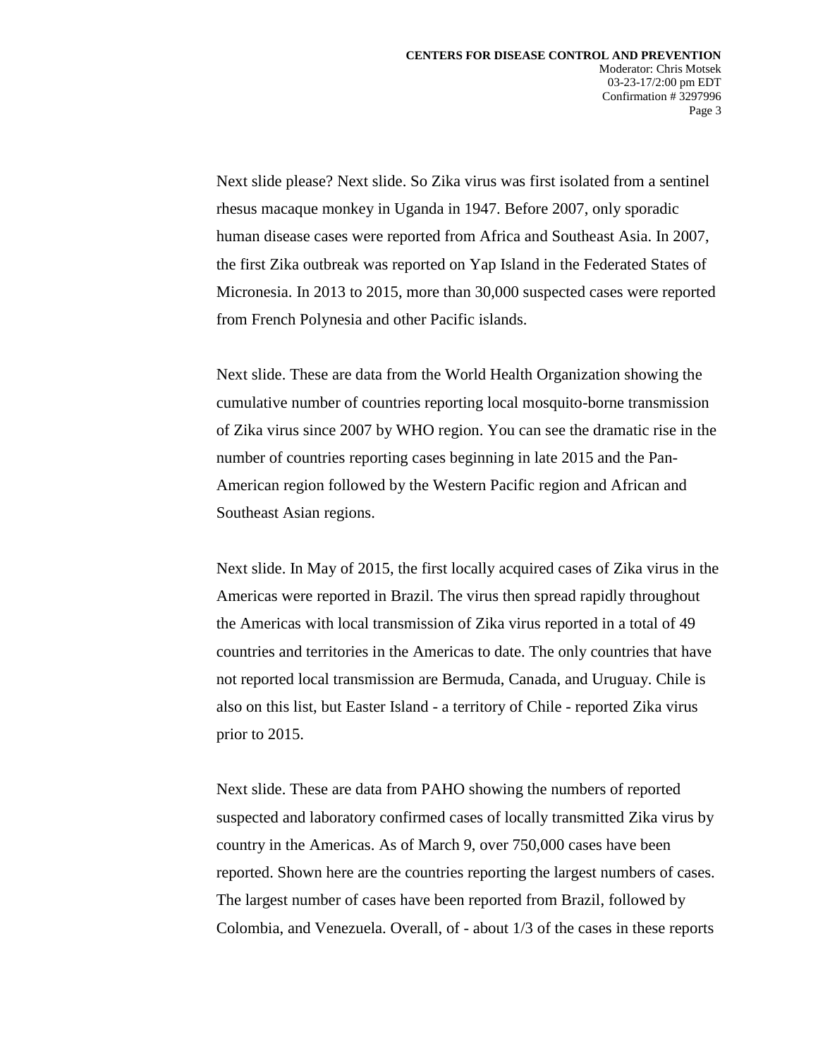Next slide please? Next slide. So Zika virus was first isolated from a sentinel rhesus macaque monkey in Uganda in 1947. Before 2007, only sporadic human disease cases were reported from Africa and Southeast Asia. In 2007, the first Zika outbreak was reported on Yap Island in the Federated States of Micronesia. In 2013 to 2015, more than 30,000 suspected cases were reported from French Polynesia and other Pacific islands.

Next slide. These are data from the World Health Organization showing the cumulative number of countries reporting local mosquito-borne transmission of Zika virus since 2007 by WHO region. You can see the dramatic rise in the number of countries reporting cases beginning in late 2015 and the Pan-American region followed by the Western Pacific region and African and Southeast Asian regions.

Next slide. In May of 2015, the first locally acquired cases of Zika virus in the Americas were reported in Brazil. The virus then spread rapidly throughout the Americas with local transmission of Zika virus reported in a total of 49 countries and territories in the Americas to date. The only countries that have not reported local transmission are Bermuda, Canada, and Uruguay. Chile is also on this list, but Easter Island - a territory of Chile - reported Zika virus prior to 2015.

Next slide. These are data from PAHO showing the numbers of reported suspected and laboratory confirmed cases of locally transmitted Zika virus by country in the Americas. As of March 9, over 750,000 cases have been reported. Shown here are the countries reporting the largest numbers of cases. The largest number of cases have been reported from Brazil, followed by Colombia, and Venezuela. Overall, of - about 1/3 of the cases in these reports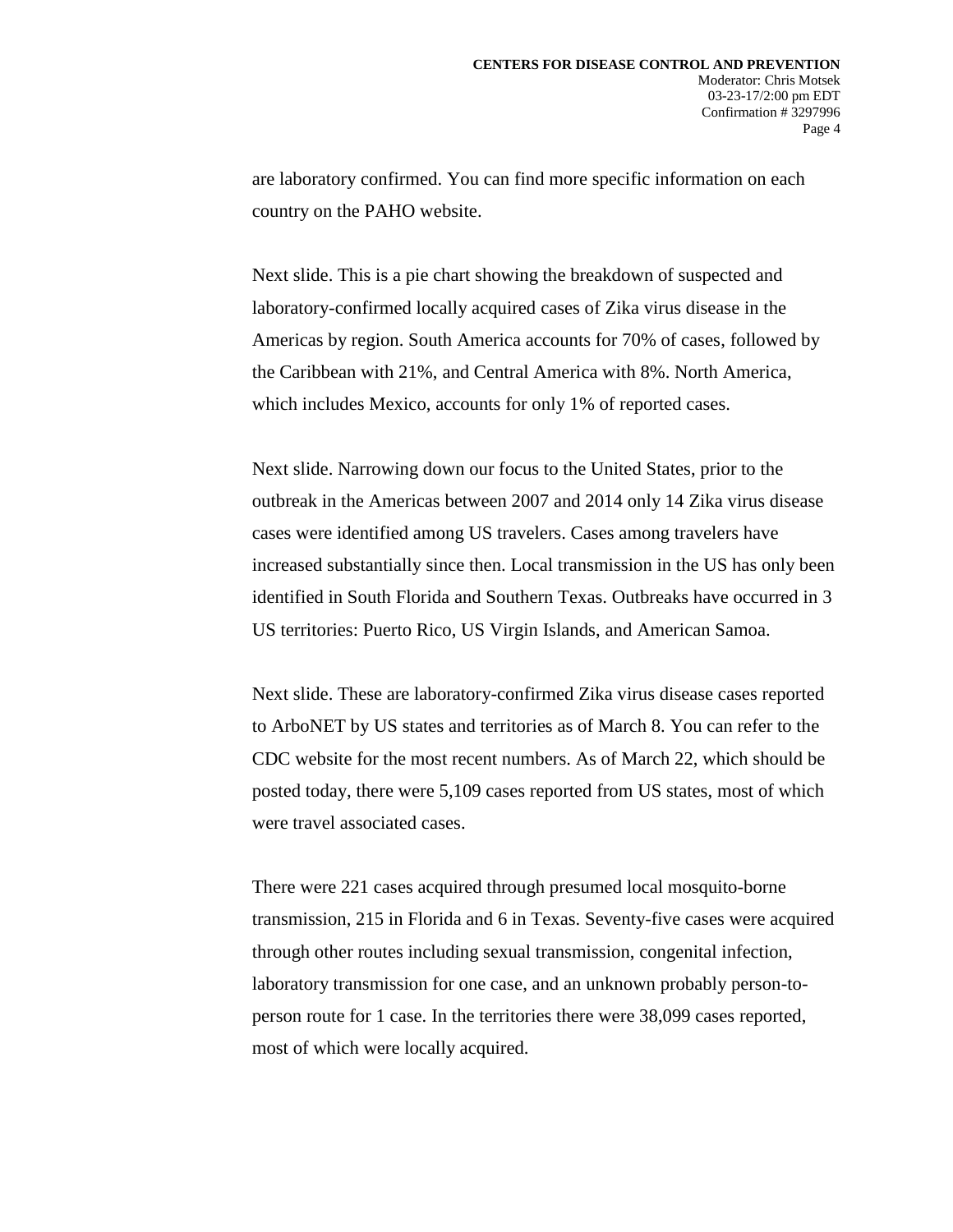are laboratory confirmed. You can find more specific information on each country on the PAHO website.

Next slide. This is a pie chart showing the breakdown of suspected and laboratory-confirmed locally acquired cases of Zika virus disease in the Americas by region. South America accounts for 70% of cases, followed by the Caribbean with 21%, and Central America with 8%. North America, which includes Mexico, accounts for only 1% of reported cases.

Next slide. Narrowing down our focus to the United States, prior to the outbreak in the Americas between 2007 and 2014 only 14 Zika virus disease cases were identified among US travelers. Cases among travelers have increased substantially since then. Local transmission in the US has only been identified in South Florida and Southern Texas. Outbreaks have occurred in 3 US territories: Puerto Rico, US Virgin Islands, and American Samoa.

Next slide. These are laboratory-confirmed Zika virus disease cases reported to ArboNET by US states and territories as of March 8. You can refer to the CDC website for the most recent numbers. As of March 22, which should be posted today, there were 5,109 cases reported from US states, most of which were travel associated cases.

There were 221 cases acquired through presumed local mosquito-borne transmission, 215 in Florida and 6 in Texas. Seventy-five cases were acquired through other routes including sexual transmission, congenital infection, laboratory transmission for one case, and an unknown probably person-to-person route for 1 case. In the territories there were 38,099 cases reported, most of which were locally acquired.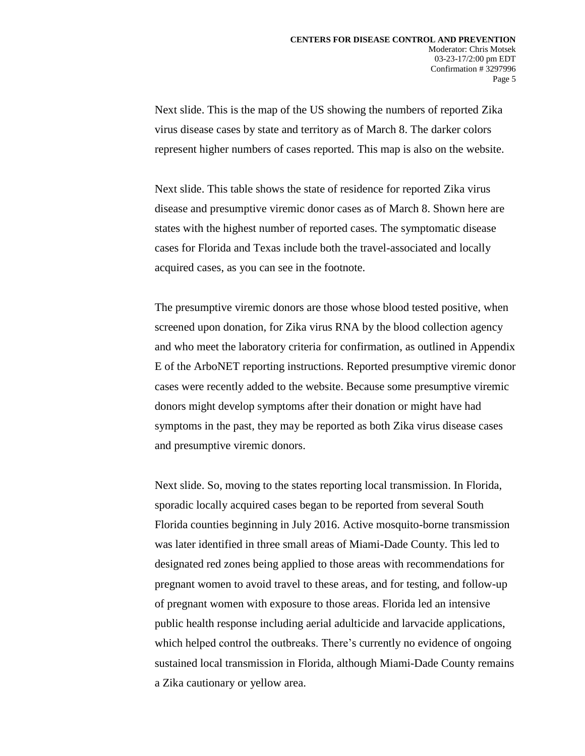Next slide. This is the map of the US showing the numbers of reported Zika virus disease cases by state and territory as of March 8. The darker colors represent higher numbers of cases reported. This map is also on the website.

Next slide. This table shows the state of residence for reported Zika virus disease and presumptive viremic donor cases as of March 8. Shown here are states with the highest number of reported cases. The symptomatic disease cases for Florida and Texas include both the travel-associated and locally acquired cases, as you can see in the footnote.

The presumptive viremic donors are those whose blood tested positive, when screened upon donation, for Zika virus RNA by the blood collection agency and who meet the laboratory criteria for confirmation, as outlined in Appendix E of the ArboNET reporting instructions. Reported presumptive viremic donor cases were recently added to the website. Because some presumptive viremic donors might develop symptoms after their donation or might have had symptoms in the past, they may be reported as both Zika virus disease cases and presumptive viremic donors.

Next slide. So, moving to the states reporting local transmission. In Florida, sporadic locally acquired cases began to be reported from several South Florida counties beginning in July 2016. Active mosquito-borne transmission was later identified in three small areas of Miami-Dade County. This led to designated red zones being applied to those areas with recommendations for pregnant women to avoid travel to these areas, and for testing, and follow-up of pregnant women with exposure to those areas. Florida led an intensive public health response including aerial adulticide and larvacide applications, which helped control the outbreaks. There's currently no evidence of ongoing sustained local transmission in Florida, although Miami-Dade County remains a Zika cautionary or yellow area.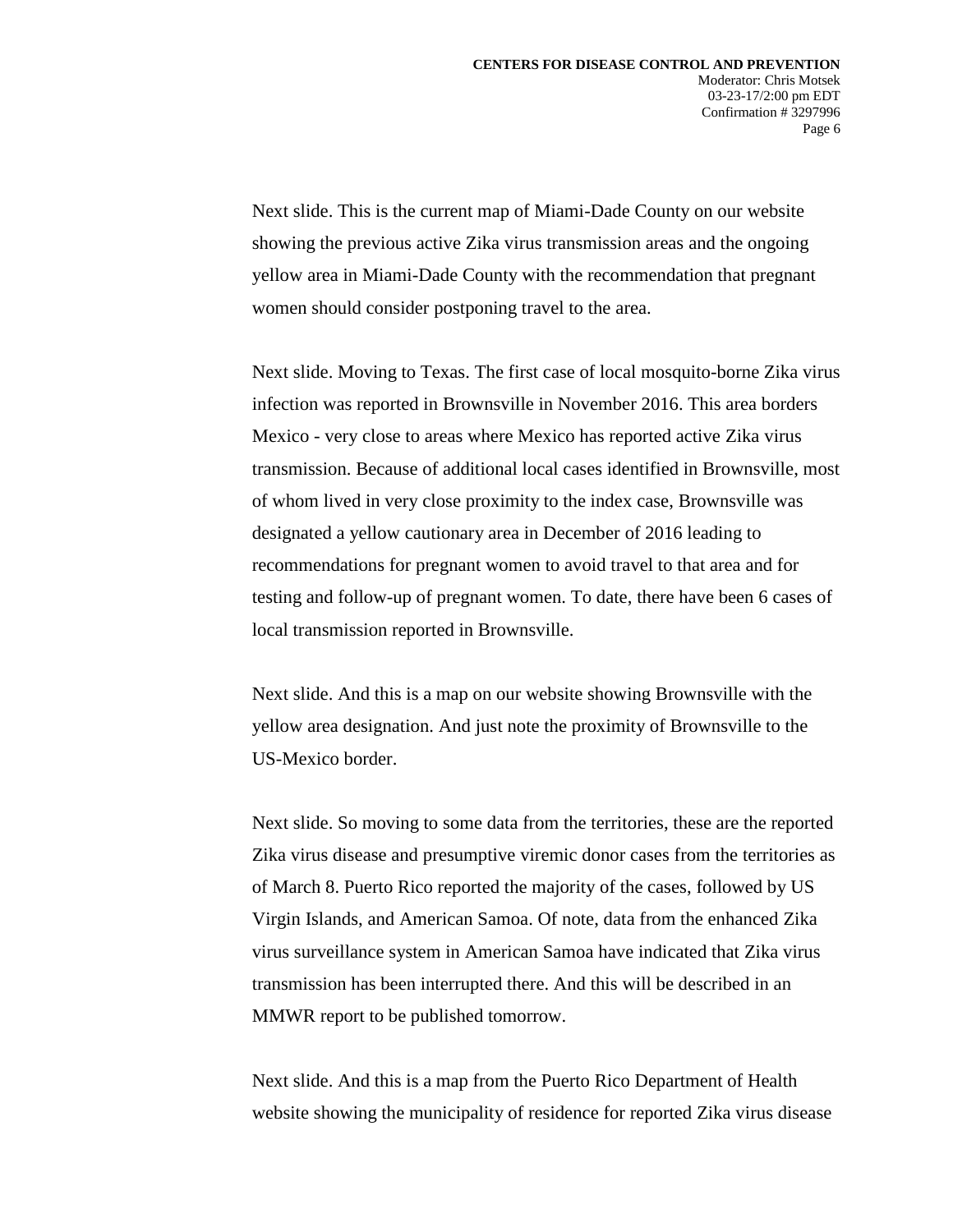Next slide. This is the current map of Miami-Dade County on our website showing the previous active Zika virus transmission areas and the ongoing yellow area in Miami-Dade County with the recommendation that pregnant women should consider postponing travel to the area.

Next slide. Moving to Texas. The first case of local mosquito-borne Zika virus infection was reported in Brownsville in November 2016. This area borders Mexico - very close to areas where Mexico has reported active Zika virus transmission. Because of additional local cases identified in Brownsville, most of whom lived in very close proximity to the index case, Brownsville was designated a yellow cautionary area in December of 2016 leading to recommendations for pregnant women to avoid travel to that area and for testing and follow-up of pregnant women. To date, there have been 6 cases of local transmission reported in Brownsville.

Next slide. And this is a map on our website showing Brownsville with the yellow area designation. And just note the proximity of Brownsville to the US-Mexico border.

Next slide. So moving to some data from the territories, these are the reported Zika virus disease and presumptive viremic donor cases from the territories as of March 8. Puerto Rico reported the majority of the cases, followed by US Virgin Islands, and American Samoa. Of note, data from the enhanced Zika virus surveillance system in American Samoa have indicated that Zika virus transmission has been interrupted there. And this will be described in an MMWR report to be published tomorrow.

Next slide. And this is a map from the Puerto Rico Department of Health website showing the municipality of residence for reported Zika virus disease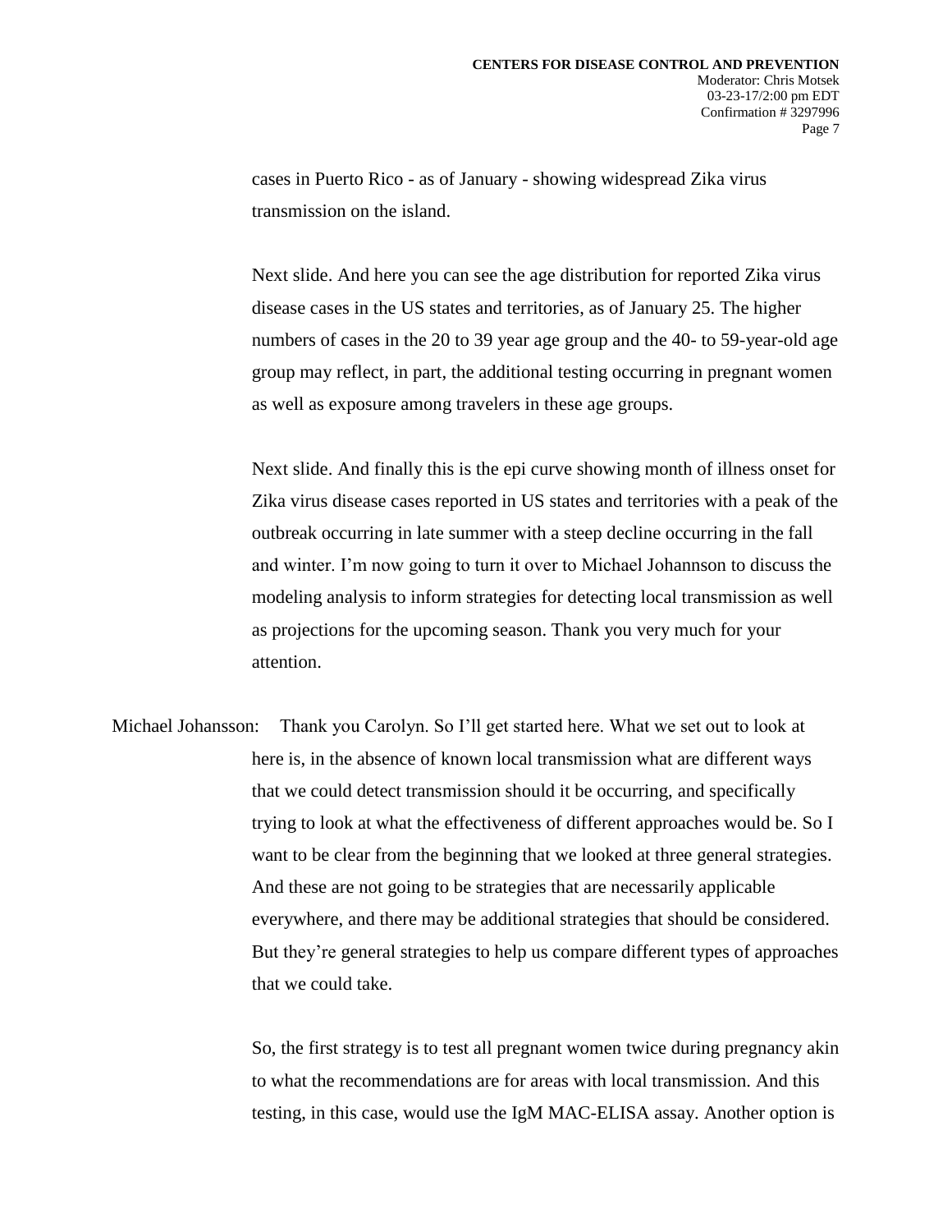cases in Puerto Rico - as of January - showing widespread Zika virus transmission on the island.

Next slide. And here you can see the age distribution for reported Zika virus disease cases in the US states and territories, as of January 25. The higher numbers of cases in the 20 to 39 year age group and the 40- to 59-year-old age group may reflect, in part, the additional testing occurring in pregnant women as well as exposure among travelers in these age groups.

Next slide. And finally this is the epi curve showing month of illness onset for Zika virus disease cases reported in US states and territories with a peak of the outbreak occurring in late summer with a steep decline occurring in the fall and winter. I'm now going to turn it over to Michael Johannson to discuss the modeling analysis to inform strategies for detecting local transmission as well as projections for the upcoming season. Thank you very much for your attention.

Michael Johansson: Thank you Carolyn. So I'll get started here. What we set out to look at here is, in the absence of known local transmission what are different ways that we could detect transmission should it be occurring, and specifically trying to look at what the effectiveness of different approaches would be. So I want to be clear from the beginning that we looked at three general strategies. And these are not going to be strategies that are necessarily applicable everywhere, and there may be additional strategies that should be considered. But they're general strategies to help us compare different types of approaches that we could take.

So, the first strategy is to test all pregnant women twice during pregnancy akin to what the recommendations are for areas with local transmission. And this testing, in this case, would use the IgM MAC-ELISA assay. Another option is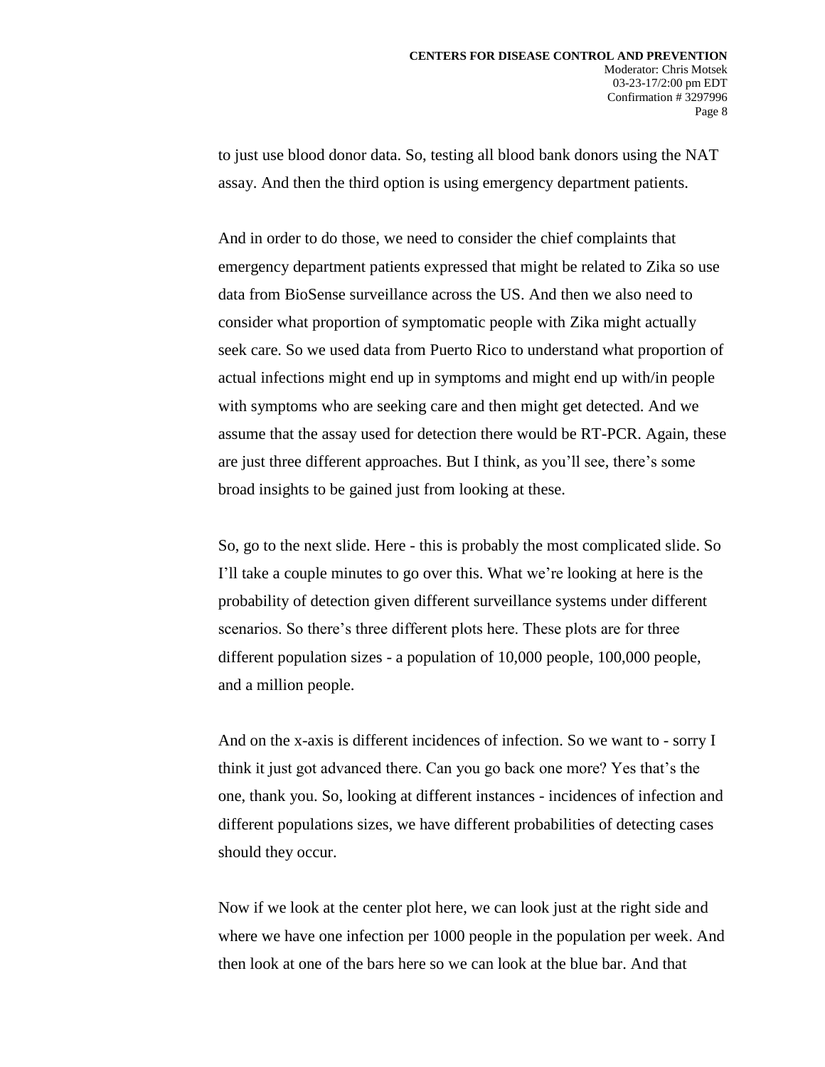to just use blood donor data. So, testing all blood bank donors using the NAT assay. And then the third option is using emergency department patients.

And in order to do those, we need to consider the chief complaints that emergency department patients expressed that might be related to Zika so use data from BioSense surveillance across the US. And then we also need to consider what proportion of symptomatic people with Zika might actually seek care. So we used data from Puerto Rico to understand what proportion of actual infections might end up in symptoms and might end up with/in people with symptoms who are seeking care and then might get detected. And we assume that the assay used for detection there would be RT-PCR. Again, these are just three different approaches. But I think, as you'll see, there's some broad insights to be gained just from looking at these.

So, go to the next slide. Here - this is probably the most complicated slide. So I'll take a couple minutes to go over this. What we're looking at here is the probability of detection given different surveillance systems under different scenarios. So there's three different plots here. These plots are for three different population sizes - a population of 10,000 people, 100,000 people, and a million people.

And on the x-axis is different incidences of infection. So we want to - sorry I think it just got advanced there. Can you go back one more? Yes that's the one, thank you. So, looking at different instances - incidences of infection and different populations sizes, we have different probabilities of detecting cases should they occur.

Now if we look at the center plot here, we can look just at the right side and where we have one infection per 1000 people in the population per week. And then look at one of the bars here so we can look at the blue bar. And that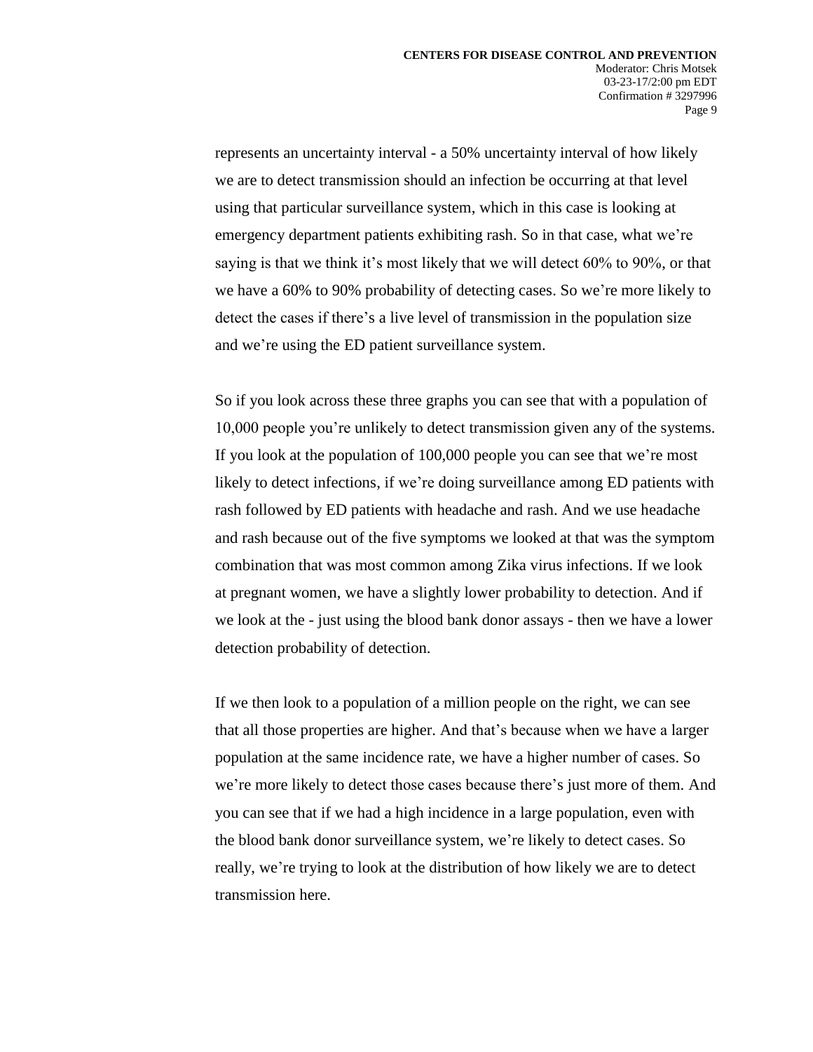represents an uncertainty interval - a 50% uncertainty interval of how likely we are to detect transmission should an infection be occurring at that level using that particular surveillance system, which in this case is looking at emergency department patients exhibiting rash. So in that case, what we're saying is that we think it's most likely that we will detect 60% to 90%, or that we have a 60% to 90% probability of detecting cases. So we're more likely to detect the cases if there's a live level of transmission in the population size and we're using the ED patient surveillance system.

So if you look across these three graphs you can see that with a population of 10,000 people you're unlikely to detect transmission given any of the systems. If you look at the population of 100,000 people you can see that we're most likely to detect infections, if we're doing surveillance among ED patients with rash followed by ED patients with headache and rash. And we use headache and rash because out of the five symptoms we looked at that was the symptom combination that was most common among Zika virus infections. If we look at pregnant women, we have a slightly lower probability to detection. And if we look at the - just using the blood bank donor assays - then we have a lower detection probability of detection.

If we then look to a population of a million people on the right, we can see that all those properties are higher. And that's because when we have a larger population at the same incidence rate, we have a higher number of cases. So we're more likely to detect those cases because there's just more of them. And you can see that if we had a high incidence in a large population, even with the blood bank donor surveillance system, we're likely to detect cases. So really, we're trying to look at the distribution of how likely we are to detect transmission here.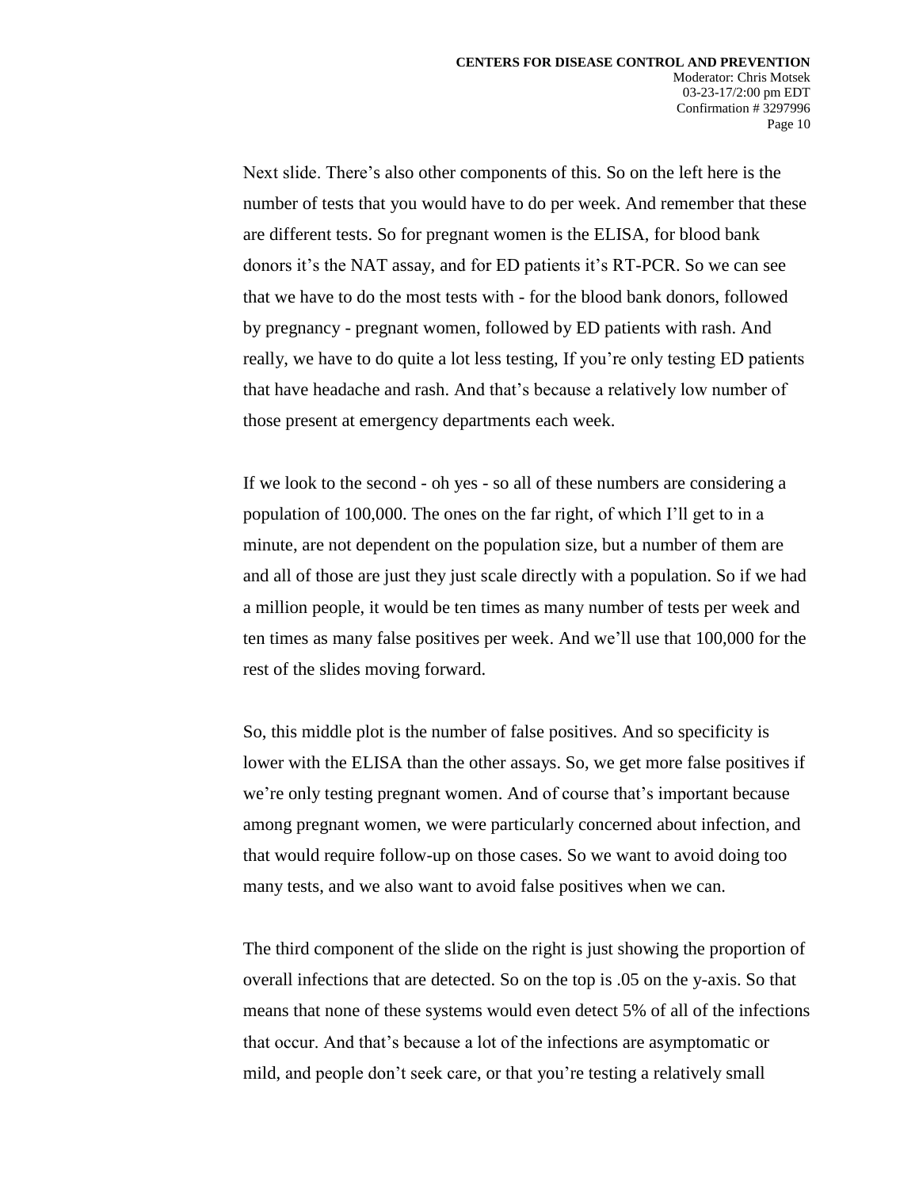Next slide. There's also other components of this. So on the left here is the number of tests that you would have to do per week. And remember that these are different tests. So for pregnant women is the ELISA, for blood bank donors it's the NAT assay, and for ED patients it's RT-PCR. So we can see that we have to do the most tests with - for the blood bank donors, followed by pregnancy - pregnant women, followed by ED patients with rash. And really, we have to do quite a lot less testing, If you're only testing ED patients that have headache and rash. And that's because a relatively low number of those present at emergency departments each week.

If we look to the second - oh yes - so all of these numbers are considering a population of 100,000. The ones on the far right, of which I'll get to in a minute, are not dependent on the population size, but a number of them are and all of those are just they just scale directly with a population. So if we had a million people, it would be ten times as many number of tests per week and ten times as many false positives per week. And we'll use that 100,000 for the rest of the slides moving forward.

So, this middle plot is the number of false positives. And so specificity is lower with the ELISA than the other assays. So, we get more false positives if we're only testing pregnant women. And of course that's important because among pregnant women, we were particularly concerned about infection, and that would require follow-up on those cases. So we want to avoid doing too many tests, and we also want to avoid false positives when we can.

The third component of the slide on the right is just showing the proportion of overall infections that are detected. So on the top is .05 on the y-axis. So that means that none of these systems would even detect 5% of all of the infections that occur. And that's because a lot of the infections are asymptomatic or mild, and people don't seek care, or that you're testing a relatively small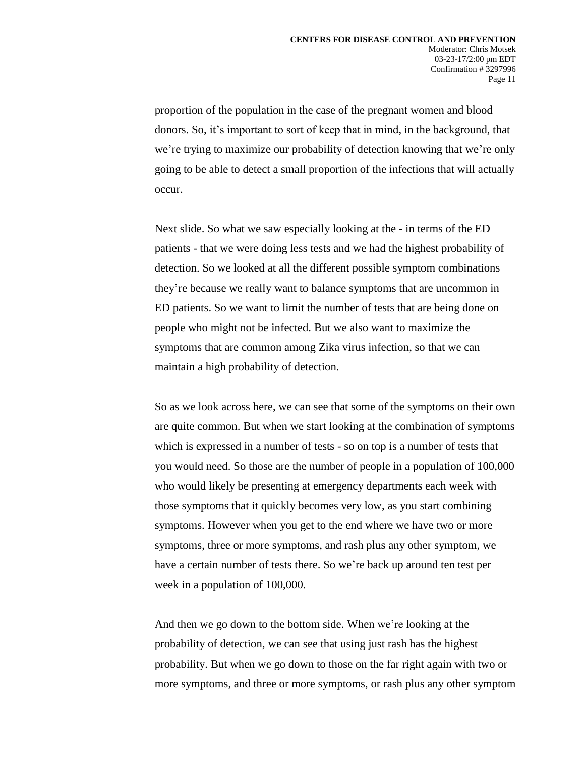proportion of the population in the case of the pregnant women and blood donors. So, it's important to sort of keep that in mind, in the background, that we're trying to maximize our probability of detection knowing that we're only going to be able to detect a small proportion of the infections that will actually occur.

Next slide. So what we saw especially looking at the - in terms of the ED patients - that we were doing less tests and we had the highest probability of detection. So we looked at all the different possible symptom combinations they're because we really want to balance symptoms that are uncommon in ED patients. So we want to limit the number of tests that are being done on people who might not be infected. But we also want to maximize the symptoms that are common among Zika virus infection, so that we can maintain a high probability of detection.

So as we look across here, we can see that some of the symptoms on their own are quite common. But when we start looking at the combination of symptoms which is expressed in a number of tests - so on top is a number of tests that you would need. So those are the number of people in a population of 100,000 who would likely be presenting at emergency departments each week with those symptoms that it quickly becomes very low, as you start combining symptoms. However when you get to the end where we have two or more symptoms, three or more symptoms, and rash plus any other symptom, we have a certain number of tests there. So we're back up around ten test per week in a population of 100,000.

And then we go down to the bottom side. When we're looking at the probability of detection, we can see that using just rash has the highest probability. But when we go down to those on the far right again with two or more symptoms, and three or more symptoms, or rash plus any other symptom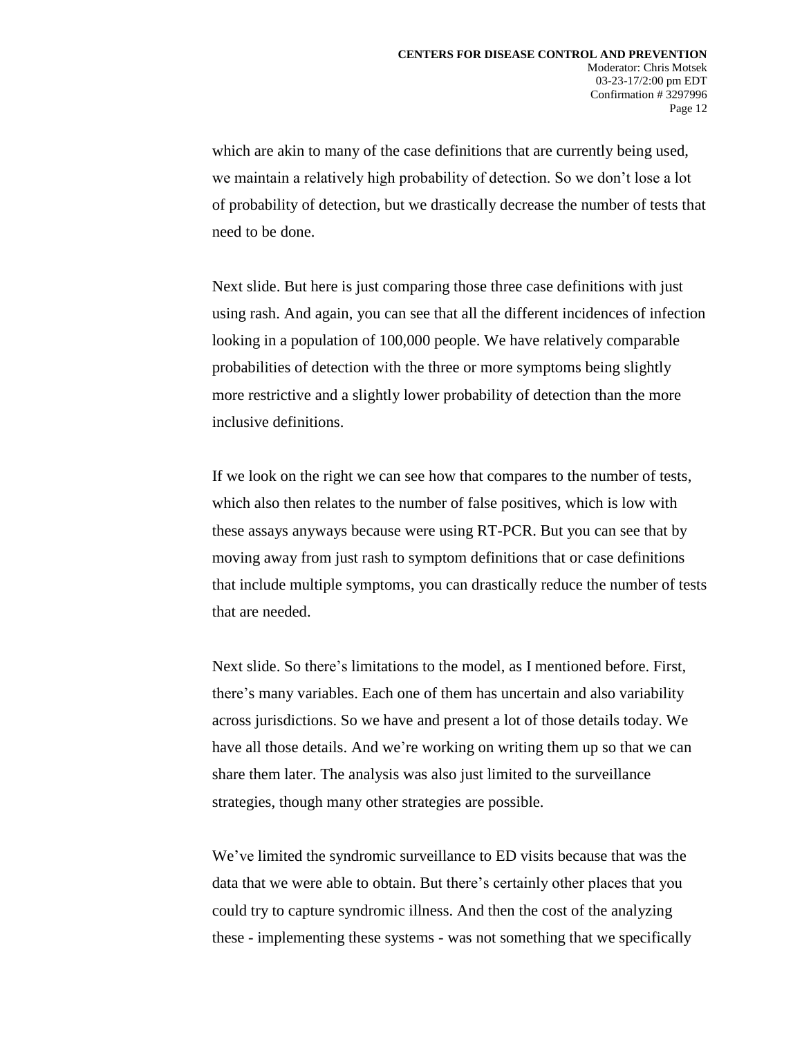which are akin to many of the case definitions that are currently being used, we maintain a relatively high probability of detection. So we don't lose a lot of probability of detection, but we drastically decrease the number of tests that need to be done.

Next slide. But here is just comparing those three case definitions with just using rash. And again, you can see that all the different incidences of infection looking in a population of 100,000 people. We have relatively comparable probabilities of detection with the three or more symptoms being slightly more restrictive and a slightly lower probability of detection than the more inclusive definitions.

If we look on the right we can see how that compares to the number of tests, which also then relates to the number of false positives, which is low with these assays anyways because were using RT-PCR. But you can see that by moving away from just rash to symptom definitions that or case definitions that include multiple symptoms, you can drastically reduce the number of tests that are needed.

Next slide. So there's limitations to the model, as I mentioned before. First, there's many variables. Each one of them has uncertain and also variability across jurisdictions. So we have and present a lot of those details today. We have all those details. And we're working on writing them up so that we can share them later. The analysis was also just limited to the surveillance strategies, though many other strategies are possible.

We've limited the syndromic surveillance to ED visits because that was the data that we were able to obtain. But there's certainly other places that you could try to capture syndromic illness. And then the cost of the analyzing these - implementing these systems - was not something that we specifically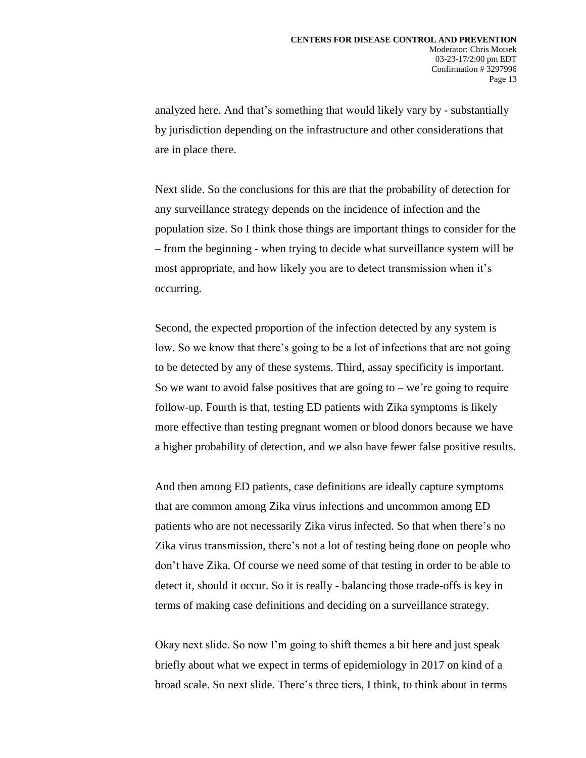analyzed here. And that's something that would likely vary by - substantially by jurisdiction depending on the infrastructure and other considerations that are in place there.

Next slide. So the conclusions for this are that the probability of detection for any surveillance strategy depends on the incidence of infection and the population size. So I think those things are important things to consider for the – from the beginning - when trying to decide what surveillance system will be most appropriate, and how likely you are to detect transmission when it's occurring.

Second, the expected proportion of the infection detected by any system is low. So we know that there's going to be a lot of infections that are not going to be detected by any of these systems. Third, assay specificity is important. So we want to avoid false positives that are going to – we're going to require follow-up. Fourth is that, testing ED patients with Zika symptoms is likely more effective than testing pregnant women or blood donors because we have a higher probability of detection, and we also have fewer false positive results.

And then among ED patients, case definitions are ideally capture symptoms that are common among Zika virus infections and uncommon among ED patients who are not necessarily Zika virus infected. So that when there's no Zika virus transmission, there's not a lot of testing being done on people who don't have Zika. Of course we need some of that testing in order to be able to detect it, should it occur. So it is really - balancing those trade-offs is key in terms of making case definitions and deciding on a surveillance strategy.

Okay next slide. So now I'm going to shift themes a bit here and just speak briefly about what we expect in terms of epidemiology in 2017 on kind of a broad scale. So next slide. There's three tiers, I think, to think about in terms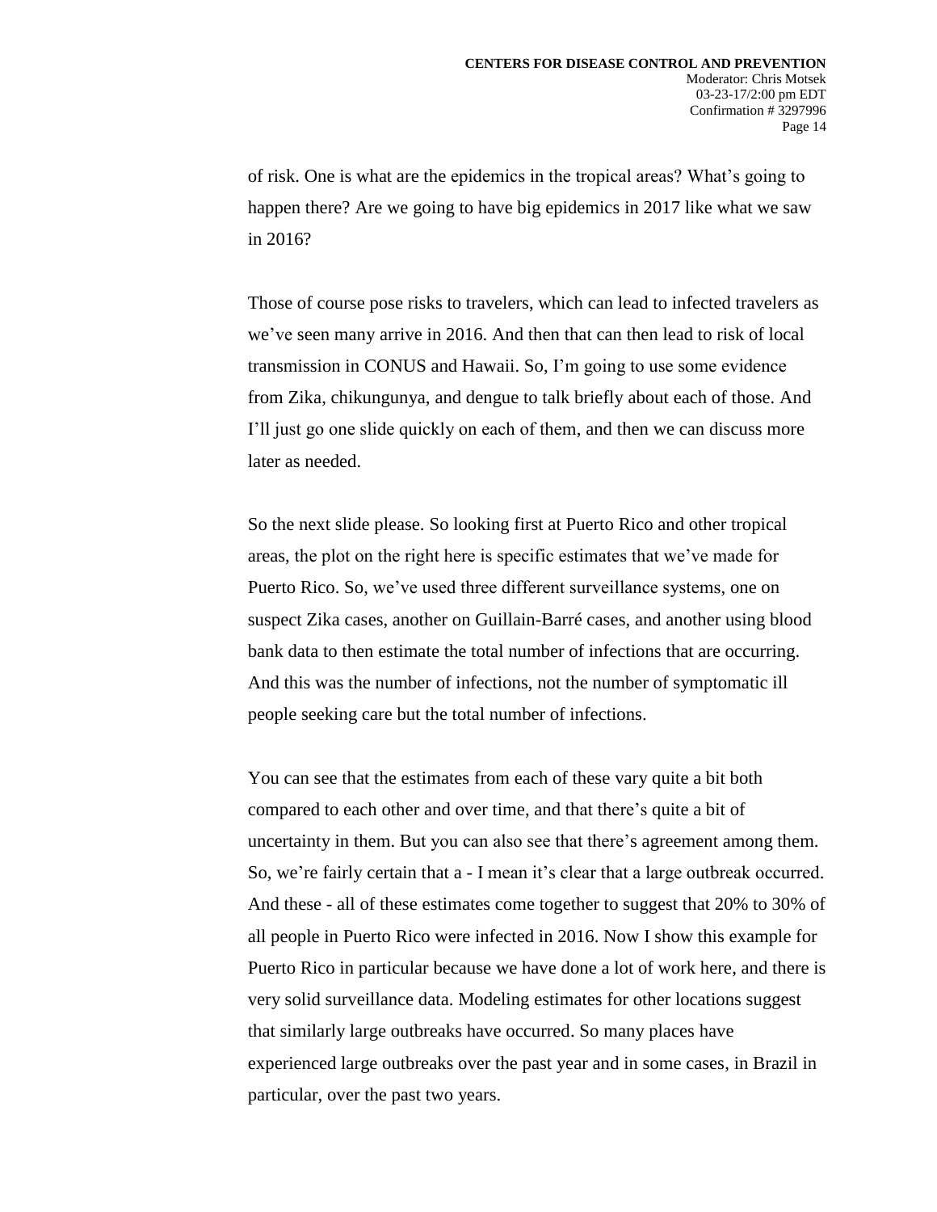of risk. One is what are the epidemics in the tropical areas? What's going to happen there? Are we going to have big epidemics in 2017 like what we saw in 2016?

Those of course pose risks to travelers, which can lead to infected travelers as we've seen many arrive in 2016. And then that can then lead to risk of local transmission in CONUS and Hawaii. So, I'm going to use some evidence from Zika, chikungunya, and dengue to talk briefly about each of those. And I'll just go one slide quickly on each of them, and then we can discuss more later as needed.

So the next slide please. So looking first at Puerto Rico and other tropical areas, the plot on the right here is specific estimates that we've made for Puerto Rico. So, we've used three different surveillance systems, one on suspect Zika cases, another on Guillain-Barré cases, and another using blood bank data to then estimate the total number of infections that are occurring. And this was the number of infections, not the number of symptomatic ill people seeking care but the total number of infections.

You can see that the estimates from each of these vary quite a bit both compared to each other and over time, and that there's quite a bit of uncertainty in them. But you can also see that there's agreement among them. So, we're fairly certain that a - I mean it's clear that a large outbreak occurred. And these - all of these estimates come together to suggest that 20% to 30% of all people in Puerto Rico were infected in 2016. Now I show this example for Puerto Rico in particular because we have done a lot of work here, and there is very solid surveillance data. Modeling estimates for other locations suggest that similarly large outbreaks have occurred. So many places have experienced large outbreaks over the past year and in some cases, in Brazil in particular, over the past two years.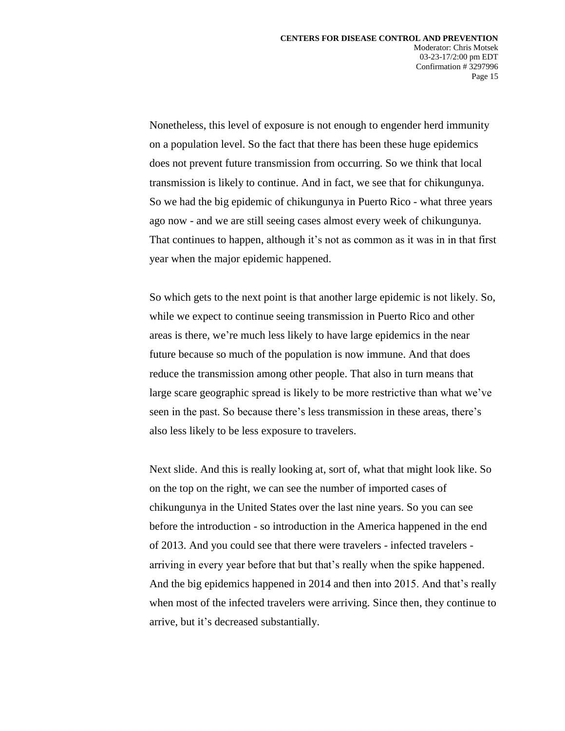Nonetheless, this level of exposure is not enough to engender herd immunity on a population level. So the fact that there has been these huge epidemics does not prevent future transmission from occurring. So we think that local transmission is likely to continue. And in fact, we see that for chikungunya. So we had the big epidemic of chikungunya in Puerto Rico - what three years ago now - and we are still seeing cases almost every week of chikungunya. That continues to happen, although it's not as common as it was in in that first year when the major epidemic happened.

So which gets to the next point is that another large epidemic is not likely. So, while we expect to continue seeing transmission in Puerto Rico and other areas is there, we're much less likely to have large epidemics in the near future because so much of the population is now immune. And that does reduce the transmission among other people. That also in turn means that large scare geographic spread is likely to be more restrictive than what we've seen in the past. So because there's less transmission in these areas, there's also less likely to be less exposure to travelers.

Next slide. And this is really looking at, sort of, what that might look like. So on the top on the right, we can see the number of imported cases of chikungunya in the United States over the last nine years. So you can see before the introduction - so introduction in the America happened in the end of 2013. And you could see that there were travelers - infected travelers - arriving in every year before that but that's really when the spike happened. And the big epidemics happened in 2014 and then into 2015. And that's really when most of the infected travelers were arriving. Since then, they continue to arrive, but it's decreased substantially.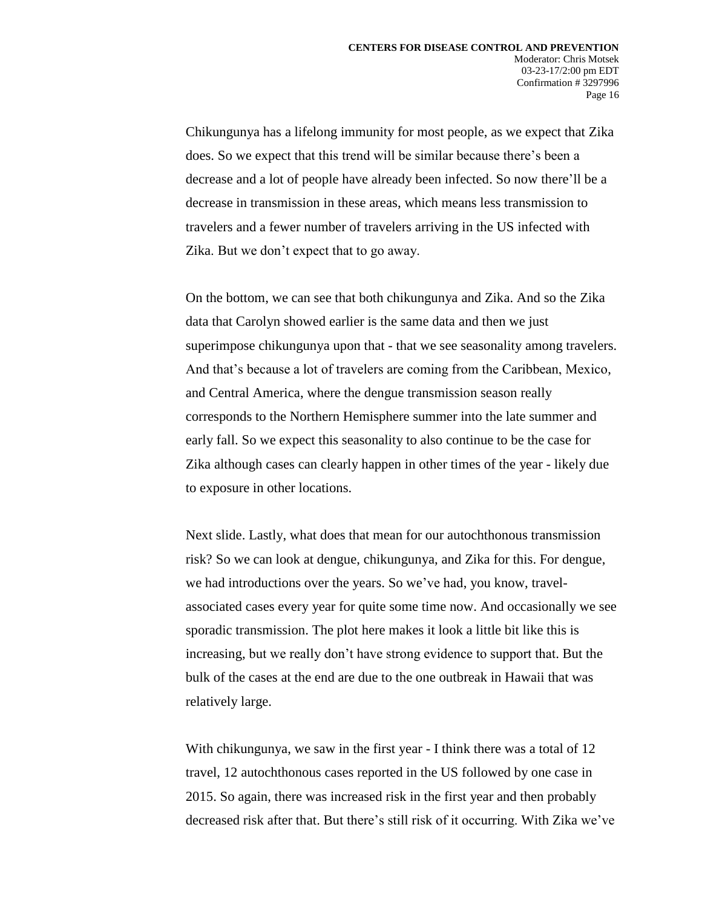Chikungunya has a lifelong immunity for most people, as we expect that Zika does. So we expect that this trend will be similar because there's been a decrease and a lot of people have already been infected. So now there'll be a decrease in transmission in these areas, which means less transmission to travelers and a fewer number of travelers arriving in the US infected with Zika. But we don't expect that to go away.

On the bottom, we can see that both chikungunya and Zika. And so the Zika data that Carolyn showed earlier is the same data and then we just superimpose chikungunya upon that - that we see seasonality among travelers. And that's because a lot of travelers are coming from the Caribbean, Mexico, and Central America, where the dengue transmission season really corresponds to the Northern Hemisphere summer into the late summer and early fall. So we expect this seasonality to also continue to be the case for Zika although cases can clearly happen in other times of the year - likely due to exposure in other locations.

Next slide. Lastly, what does that mean for our autochthonous transmission risk? So we can look at dengue, chikungunya, and Zika for this. For dengue, we had introductions over the years. So we've had, you know, travel-associated cases every year for quite some time now. And occasionally we see sporadic transmission. The plot here makes it look a little bit like this is increasing, but we really don't have strong evidence to support that. But the bulk of the cases at the end are due to the one outbreak in Hawaii that was relatively large.

With chikungunya, we saw in the first year - I think there was a total of 12 travel, 12 autochthonous cases reported in the US followed by one case in 2015. So again, there was increased risk in the first year and then probably decreased risk after that. But there's still risk of it occurring. With Zika we've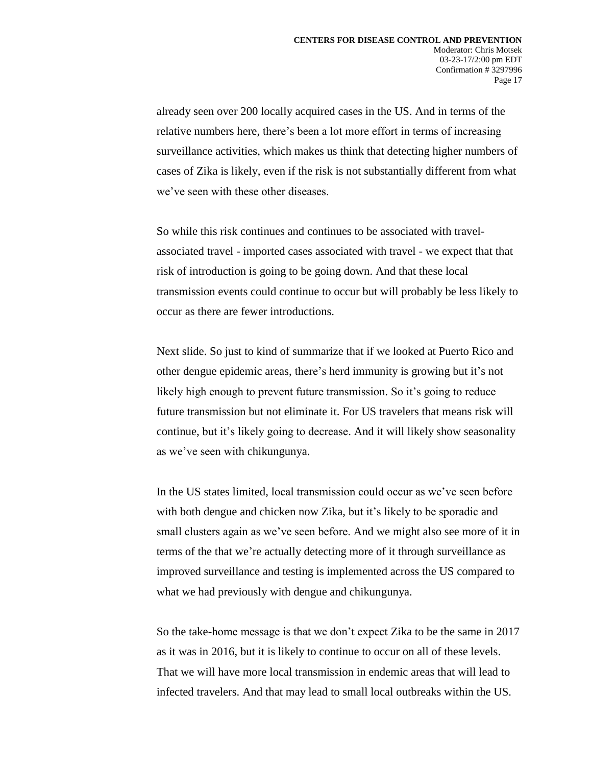already seen over 200 locally acquired cases in the US. And in terms of the relative numbers here, there's been a lot more effort in terms of increasing surveillance activities, which makes us think that detecting higher numbers of cases of Zika is likely, even if the risk is not substantially different from what we've seen with these other diseases.

So while this risk continues and continues to be associated with travel-associated travel - imported cases associated with travel - we expect that that risk of introduction is going to be going down. And that these local transmission events could continue to occur but will probably be less likely to occur as there are fewer introductions.

Next slide. So just to kind of summarize that if we looked at Puerto Rico and other dengue epidemic areas, there's herd immunity is growing but it's not likely high enough to prevent future transmission. So it's going to reduce future transmission but not eliminate it. For US travelers that means risk will continue, but it's likely going to decrease. And it will likely show seasonality as we've seen with chikungunya.

In the US states limited, local transmission could occur as we've seen before with both dengue and chicken now Zika, but it's likely to be sporadic and small clusters again as we've seen before. And we might also see more of it in terms of the that we're actually detecting more of it through surveillance as improved surveillance and testing is implemented across the US compared to what we had previously with dengue and chikungunya.

So the take-home message is that we don't expect Zika to be the same in 2017 as it was in 2016, but it is likely to continue to occur on all of these levels. That we will have more local transmission in endemic areas that will lead to infected travelers. And that may lead to small local outbreaks within the US.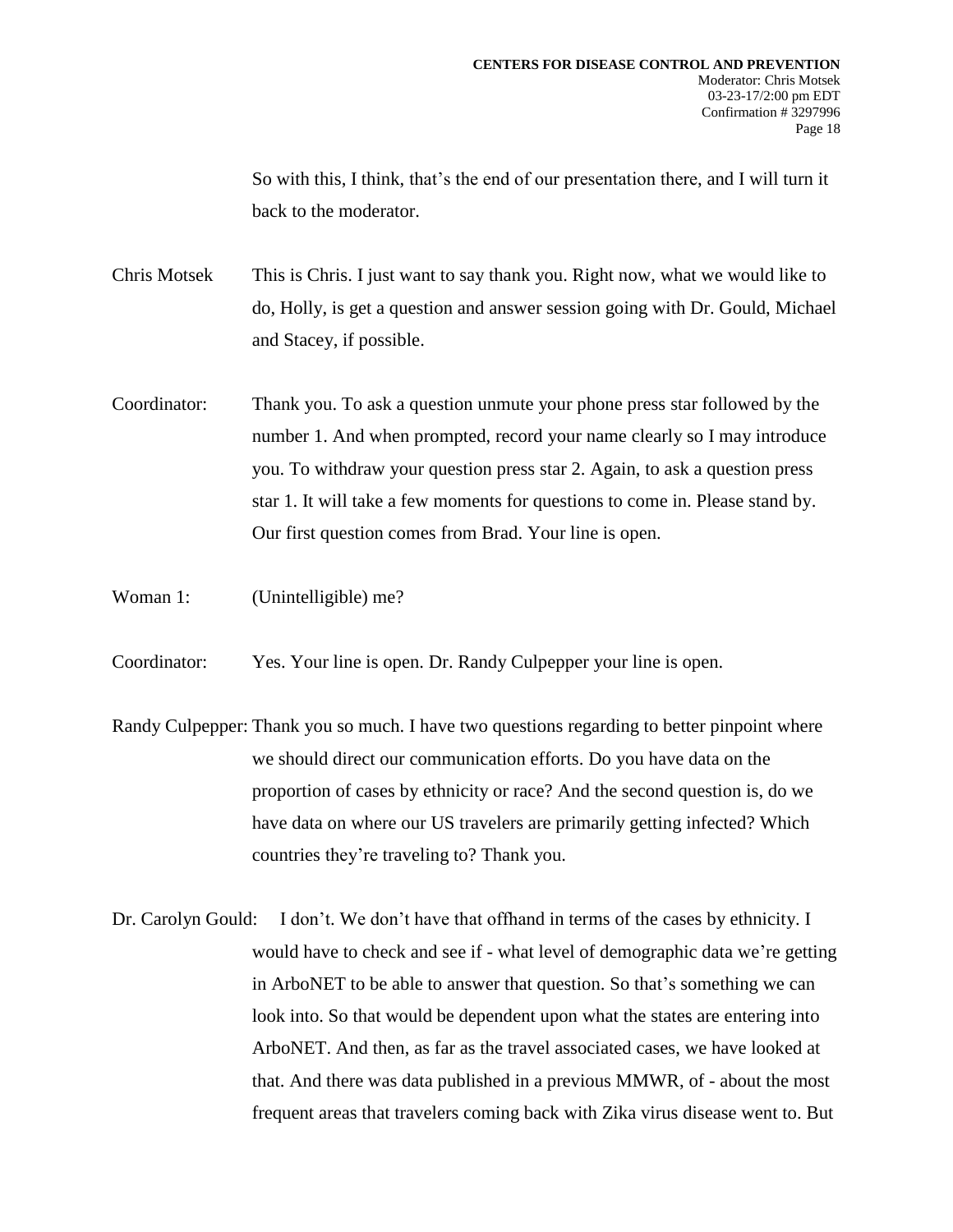So with this, I think, that's the end of our presentation there, and I will turn it back to the moderator.

Chris Motsek This is Chris. I just want to say thank you. Right now, what we would like to do, Holly, is get a question and answer session going with Dr. Gould, Michael and Stacey, if possible.

Coordinator: Thank you. To ask a question unmute your phone press star followed by the number 1. And when prompted, record your name clearly so I may introduce you. To withdraw your question press star 2. Again, to ask a question press star 1. It will take a few moments for questions to come in. Please stand by. Our first question comes from Brad. Your line is open.

Woman 1: (Unintelligible) me?

Coordinator: Yes. Your line is open. Dr. Randy Culpepper your line is open.

Randy Culpepper: Thank you so much. I have two questions regarding to better pinpoint where we should direct our communication efforts. Do you have data on the proportion of cases by ethnicity or race? And the second question is, do we have data on where our US travelers are primarily getting infected? Which countries they're traveling to? Thank you.

Dr. Carolyn Gould: I don't. We don't have that offhand in terms of the cases by ethnicity. I would have to check and see if - what level of demographic data we're getting in ArboNET to be able to answer that question. So that's something we can look into. So that would be dependent upon what the states are entering into ArboNET. And then, as far as the travel associated cases, we have looked at that. And there was data published in a previous MMWR, of - about the most frequent areas that travelers coming back with Zika virus disease went to. But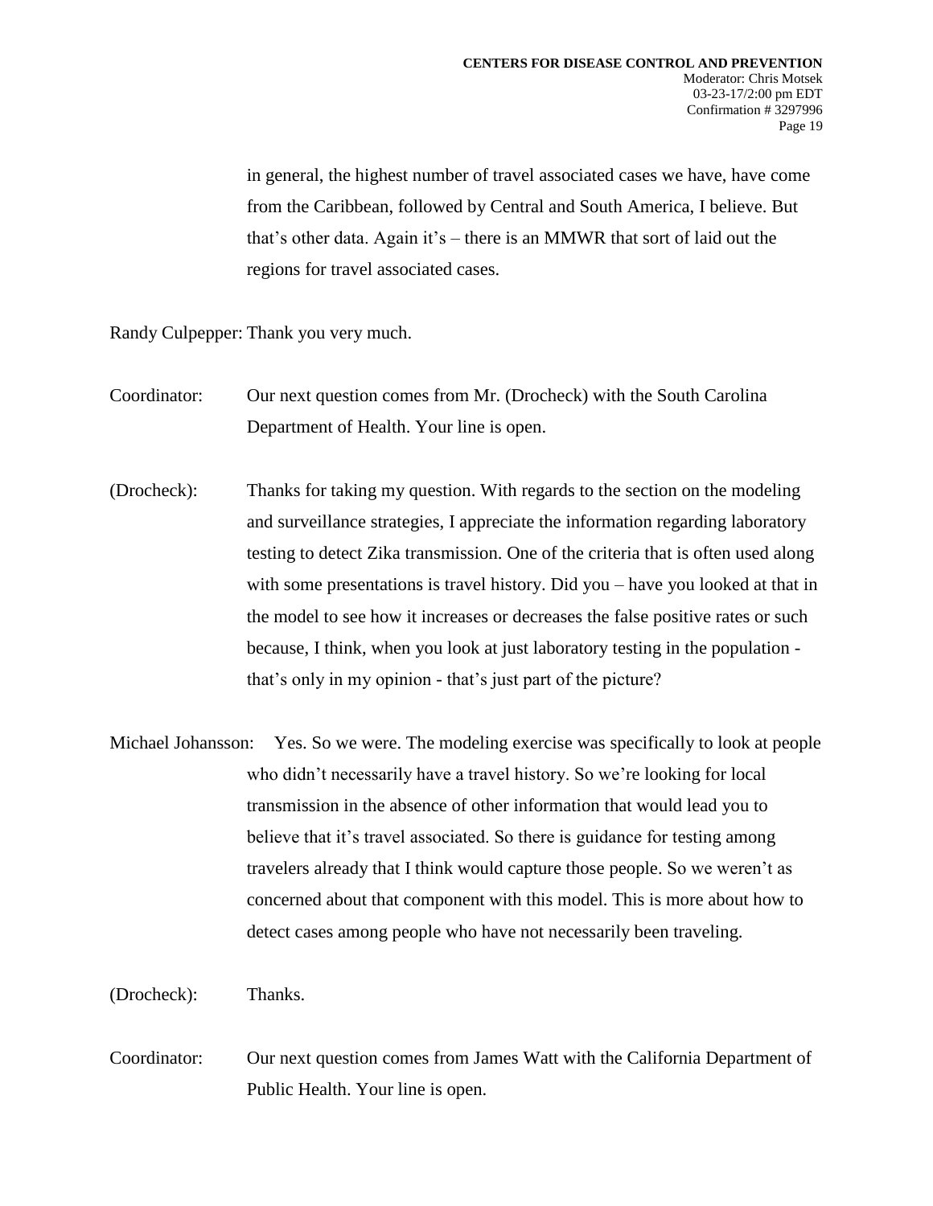in general, the highest number of travel associated cases we have, have come from the Caribbean, followed by Central and South America, I believe. But that's other data. Again it's – there is an MMWR that sort of laid out the regions for travel associated cases.

Randy Culpepper: Thank you very much.

Coordinator: Our next question comes from Mr. (Drocheck) with the South Carolina Department of Health. Your line is open.

(Drocheck): Thanks for taking my question. With regards to the section on the modeling and surveillance strategies, I appreciate the information regarding laboratory testing to detect Zika transmission. One of the criteria that is often used along with some presentations is travel history. Did you – have you looked at that in the model to see how it increases or decreases the false positive rates or such because, I think, when you look at just laboratory testing in the population - that's only in my opinion - that's just part of the picture?

Michael Johansson: Yes. So we were. The modeling exercise was specifically to look at people who didn't necessarily have a travel history. So we're looking for local transmission in the absence of other information that would lead you to believe that it's travel associated. So there is guidance for testing among travelers already that I think would capture those people. So we weren't as concerned about that component with this model. This is more about how to detect cases among people who have not necessarily been traveling.

(Drocheck): Thanks.

Coordinator: Our next question comes from James Watt with the California Department of Public Health. Your line is open.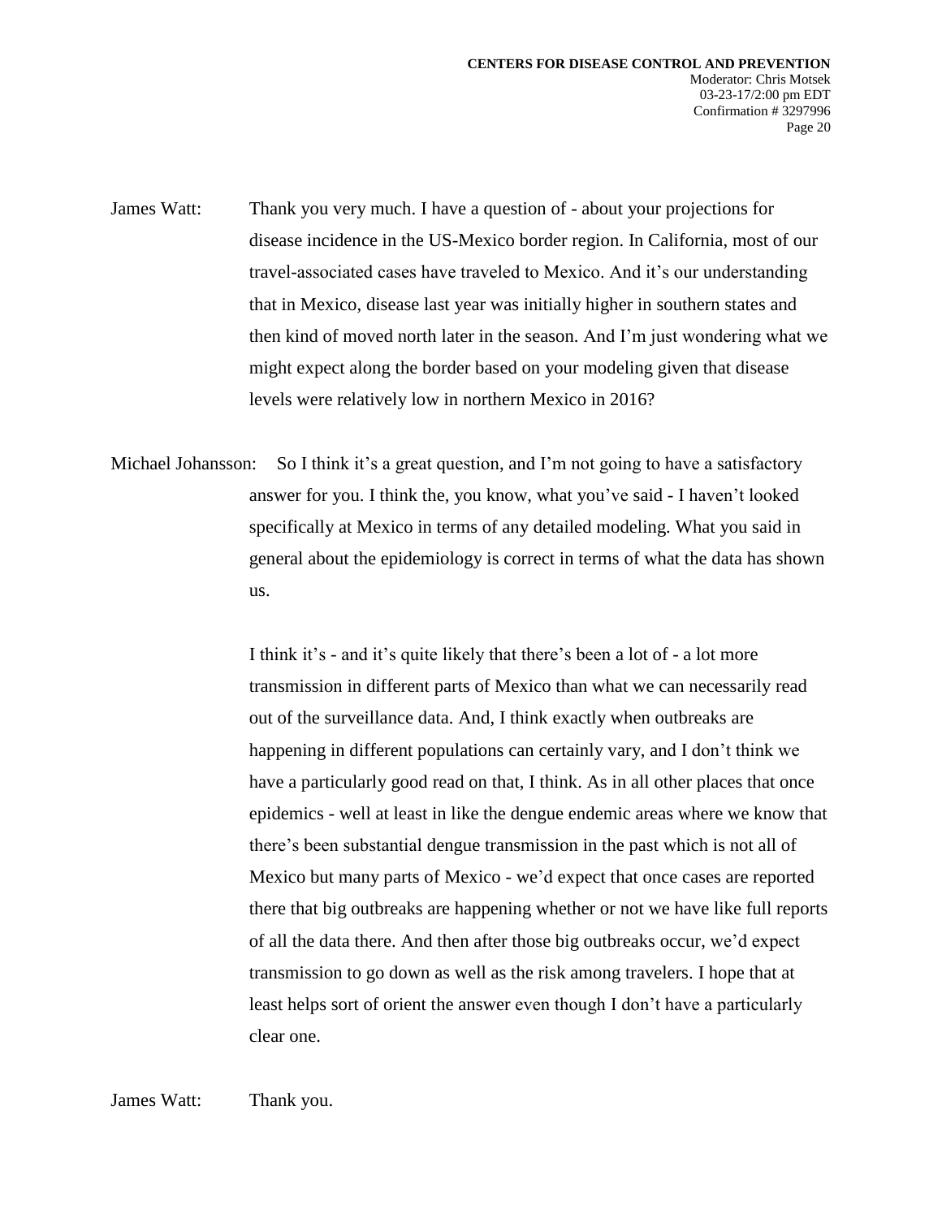James Watt: Thank you very much. I have a question of - about your projections for disease incidence in the US-Mexico border region. In California, most of our travel-associated cases have traveled to Mexico. And it's our understanding that in Mexico, disease last year was initially higher in southern states and then kind of moved north later in the season. And I'm just wondering what we might expect along the border based on your modeling given that disease levels were relatively low in northern Mexico in 2016?

Michael Johansson: So I think it's a great question, and I'm not going to have a satisfactory answer for you. I think the, you know, what you've said - I haven't looked specifically at Mexico in terms of any detailed modeling. What you said in general about the epidemiology is correct in terms of what the data has shown us.

I think it's - and it's quite likely that there's been a lot of - a lot more transmission in different parts of Mexico than what we can necessarily read out of the surveillance data. And, I think exactly when outbreaks are happening in different populations can certainly vary, and I don't think we have a particularly good read on that, I think. As in all other places that once epidemics - well at least in like the dengue endemic areas where we know that there's been substantial dengue transmission in the past which is not all of Mexico but many parts of Mexico - we'd expect that once cases are reported there that big outbreaks are happening whether or not we have like full reports of all the data there. And then after those big outbreaks occur, we'd expect transmission to go down as well as the risk among travelers. I hope that at least helps sort of orient the answer even though I don't have a particularly clear one.

James Watt: Thank you.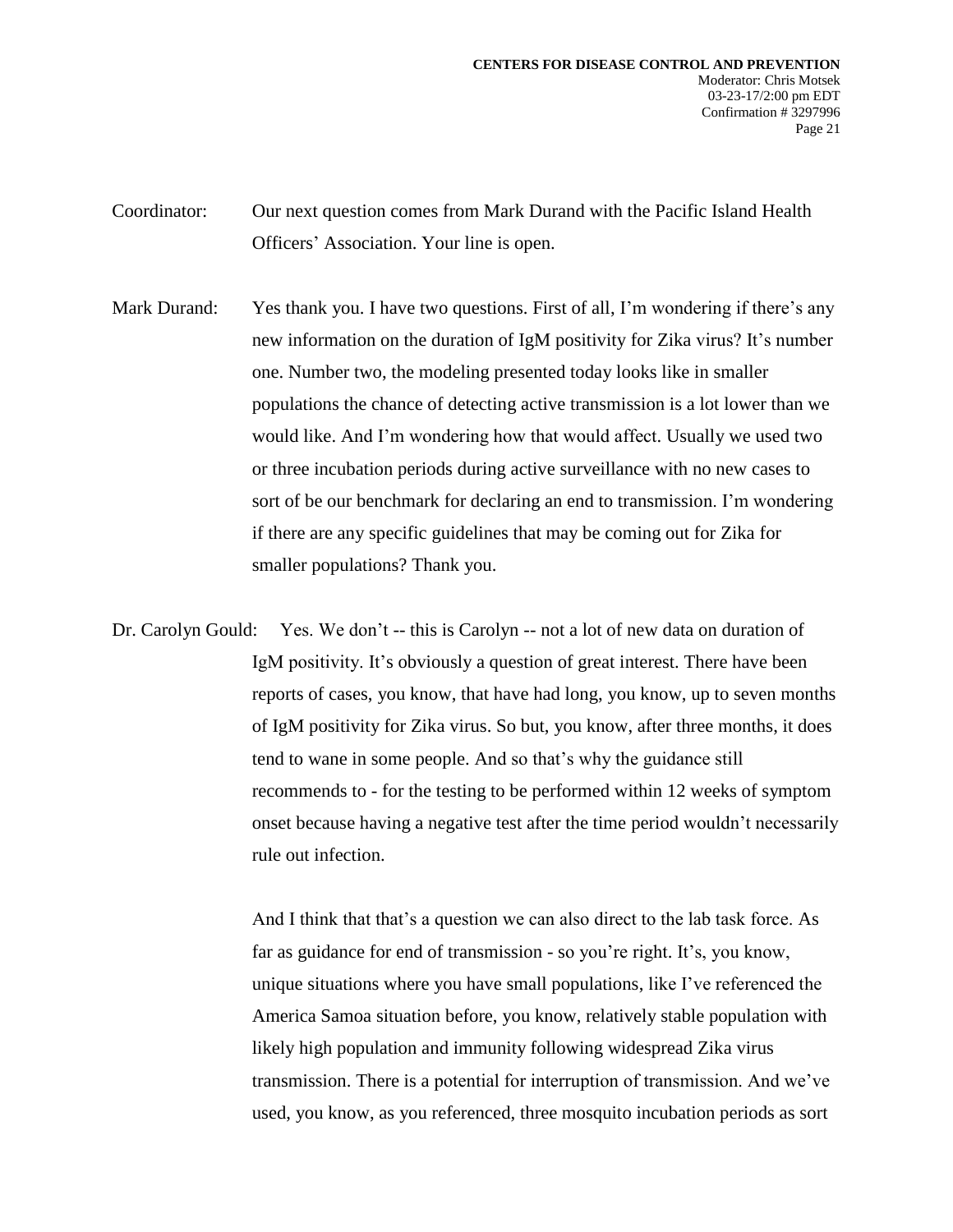Coordinator: Our next question comes from Mark Durand with the Pacific Island Health Officers' Association. Your line is open.

Mark Durand: Yes thank you. I have two questions. First of all, I'm wondering if there's any new information on the duration of IgM positivity for Zika virus? It's number one. Number two, the modeling presented today looks like in smaller populations the chance of detecting active transmission is a lot lower than we would like. And I'm wondering how that would affect. Usually we used two or three incubation periods during active surveillance with no new cases to sort of be our benchmark for declaring an end to transmission. I'm wondering if there are any specific guidelines that may be coming out for Zika for smaller populations? Thank you.

Dr. Carolyn Gould: Yes. We don't -- this is Carolyn -- not a lot of new data on duration of IgM positivity. It's obviously a question of great interest. There have been reports of cases, you know, that have had long, you know, up to seven months of IgM positivity for Zika virus. So but, you know, after three months, it does tend to wane in some people. And so that's why the guidance still recommends to - for the testing to be performed within 12 weeks of symptom onset because having a negative test after the time period wouldn't necessarily rule out infection.

And I think that that's a question we can also direct to the lab task force. As far as guidance for end of transmission - so you're right. It's, you know, unique situations where you have small populations, like I've referenced the America Samoa situation before, you know, relatively stable population with likely high population and immunity following widespread Zika virus transmission. There is a potential for interruption of transmission. And we've used, you know, as you referenced, three mosquito incubation periods as sort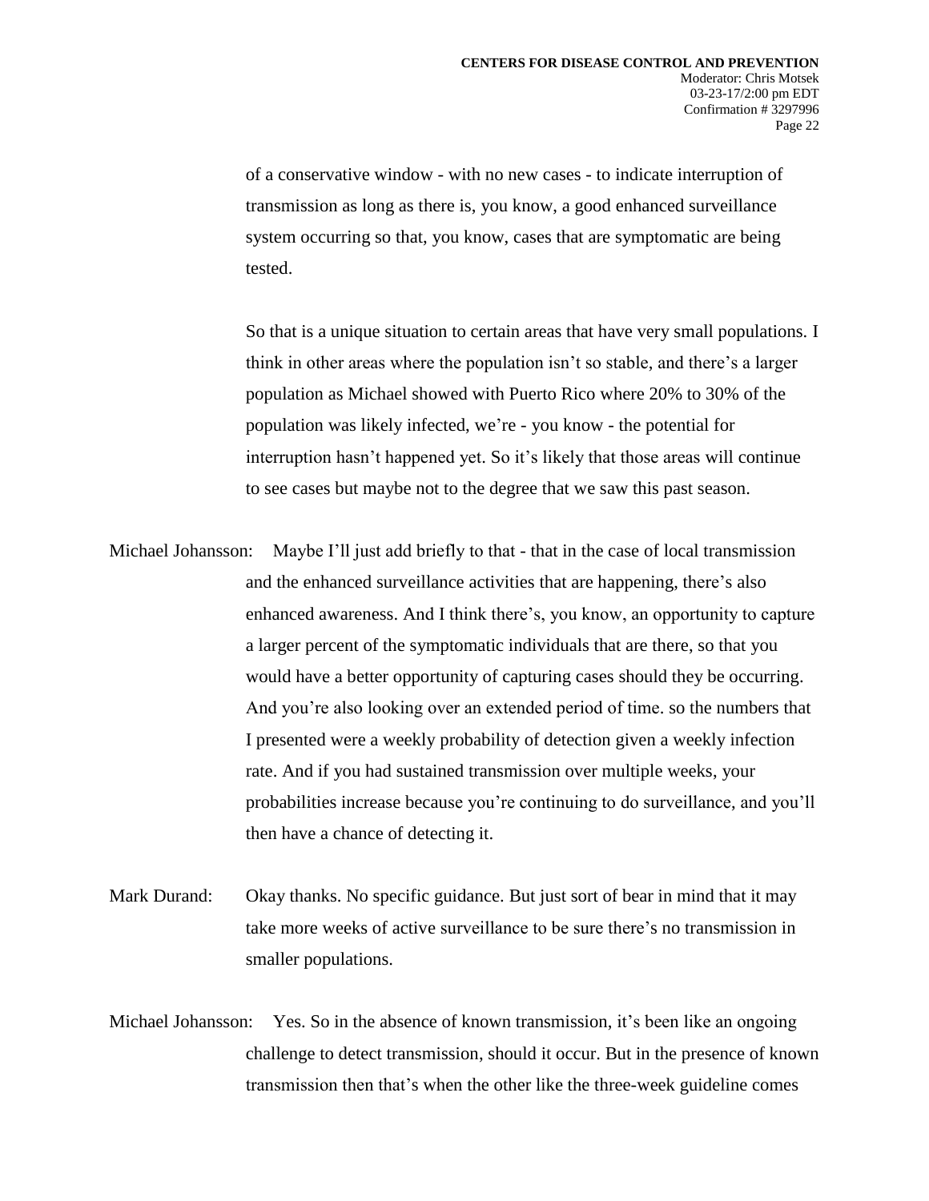of a conservative window - with no new cases - to indicate interruption of transmission as long as there is, you know, a good enhanced surveillance system occurring so that, you know, cases that are symptomatic are being tested.

So that is a unique situation to certain areas that have very small populations. I think in other areas where the population isn't so stable, and there's a larger population as Michael showed with Puerto Rico where 20% to 30% of the population was likely infected, we're - you know - the potential for interruption hasn't happened yet. So it's likely that those areas will continue to see cases but maybe not to the degree that we saw this past season.

Michael Johansson: Maybe I'll just add briefly to that - that in the case of local transmission and the enhanced surveillance activities that are happening, there's also enhanced awareness. And I think there's, you know, an opportunity to capture a larger percent of the symptomatic individuals that are there, so that you would have a better opportunity of capturing cases should they be occurring. And you're also looking over an extended period of time. so the numbers that I presented were a weekly probability of detection given a weekly infection rate. And if you had sustained transmission over multiple weeks, your probabilities increase because you're continuing to do surveillance, and you'll then have a chance of detecting it.

Mark Durand: Okay thanks. No specific guidance. But just sort of bear in mind that it may take more weeks of active surveillance to be sure there's no transmission in smaller populations.

Michael Johansson: Yes. So in the absence of known transmission, it's been like an ongoing challenge to detect transmission, should it occur. But in the presence of known transmission then that's when the other like the three-week guideline comes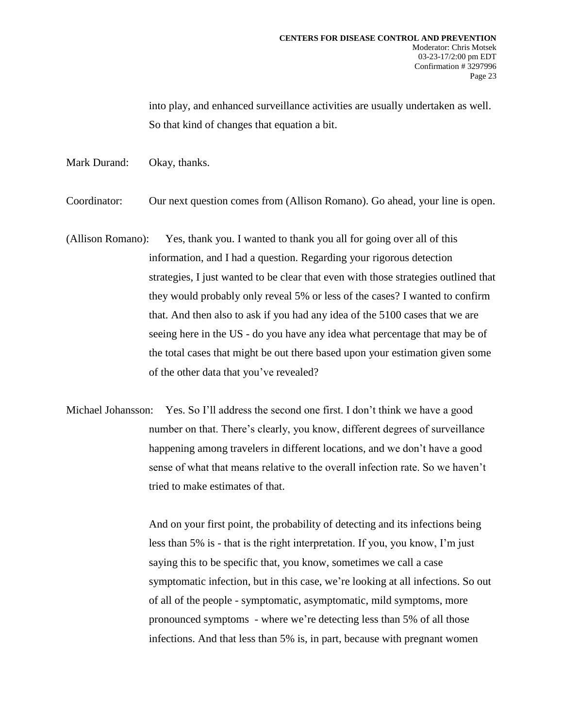into play, and enhanced surveillance activities are usually undertaken as well. So that kind of changes that equation a bit.

Mark Durand: Okay, thanks.

Coordinator: Our next question comes from (Allison Romano). Go ahead, your line is open.

(Allison Romano): Yes, thank you. I wanted to thank you all for going over all of this information, and I had a question. Regarding your rigorous detection strategies, I just wanted to be clear that even with those strategies outlined that they would probably only reveal 5% or less of the cases? I wanted to confirm that. And then also to ask if you had any idea of the 5100 cases that we are seeing here in the US - do you have any idea what percentage that may be of the total cases that might be out there based upon your estimation given some of the other data that you've revealed?

Michael Johansson: Yes. So I'll address the second one first. I don't think we have a good number on that. There's clearly, you know, different degrees of surveillance happening among travelers in different locations, and we don't have a good sense of what that means relative to the overall infection rate. So we haven't tried to make estimates of that.

And on your first point, the probability of detecting and its infections being less than 5% is - that is the right interpretation. If you, you know, I'm just saying this to be specific that, you know, sometimes we call a case symptomatic infection, but in this case, we're looking at all infections. So out of all of the people - symptomatic, asymptomatic, mild symptoms, more pronounced symptoms - where we're detecting less than 5% of all those infections. And that less than 5% is, in part, because with pregnant women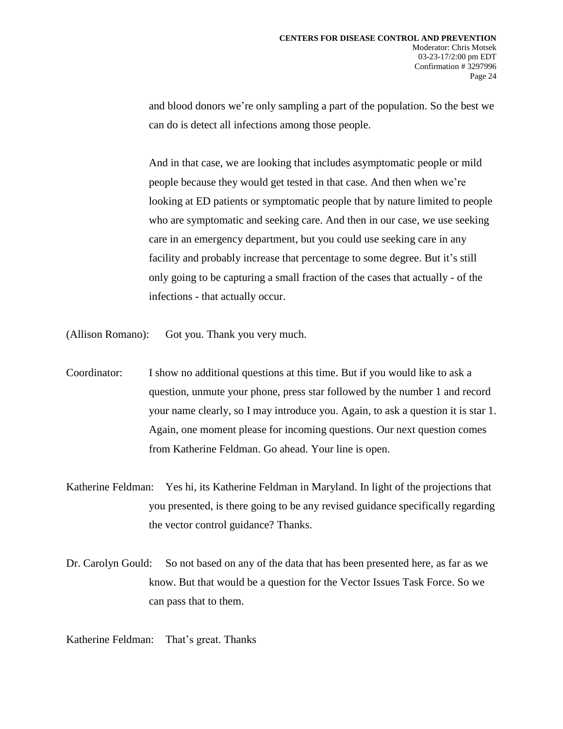and blood donors we're only sampling a part of the population. So the best we can do is detect all infections among those people.

And in that case, we are looking that includes asymptomatic people or mild people because they would get tested in that case. And then when we're looking at ED patients or symptomatic people that by nature limited to people who are symptomatic and seeking care. And then in our case, we use seeking care in an emergency department, but you could use seeking care in any facility and probably increase that percentage to some degree. But it's still only going to be capturing a small fraction of the cases that actually - of the infections - that actually occur.

(Allison Romano): Got you. Thank you very much.

Coordinator: I show no additional questions at this time. But if you would like to ask a question, unmute your phone, press star followed by the number 1 and record your name clearly, so I may introduce you. Again, to ask a question it is star 1. Again, one moment please for incoming questions. Our next question comes from Katherine Feldman. Go ahead. Your line is open.

Katherine Feldman: Yes hi, its Katherine Feldman in Maryland. In light of the projections that you presented, is there going to be any revised guidance specifically regarding the vector control guidance? Thanks.

Dr. Carolyn Gould: So not based on any of the data that has been presented here, as far as we know. But that would be a question for the Vector Issues Task Force. So we can pass that to them.

Katherine Feldman: That's great. Thanks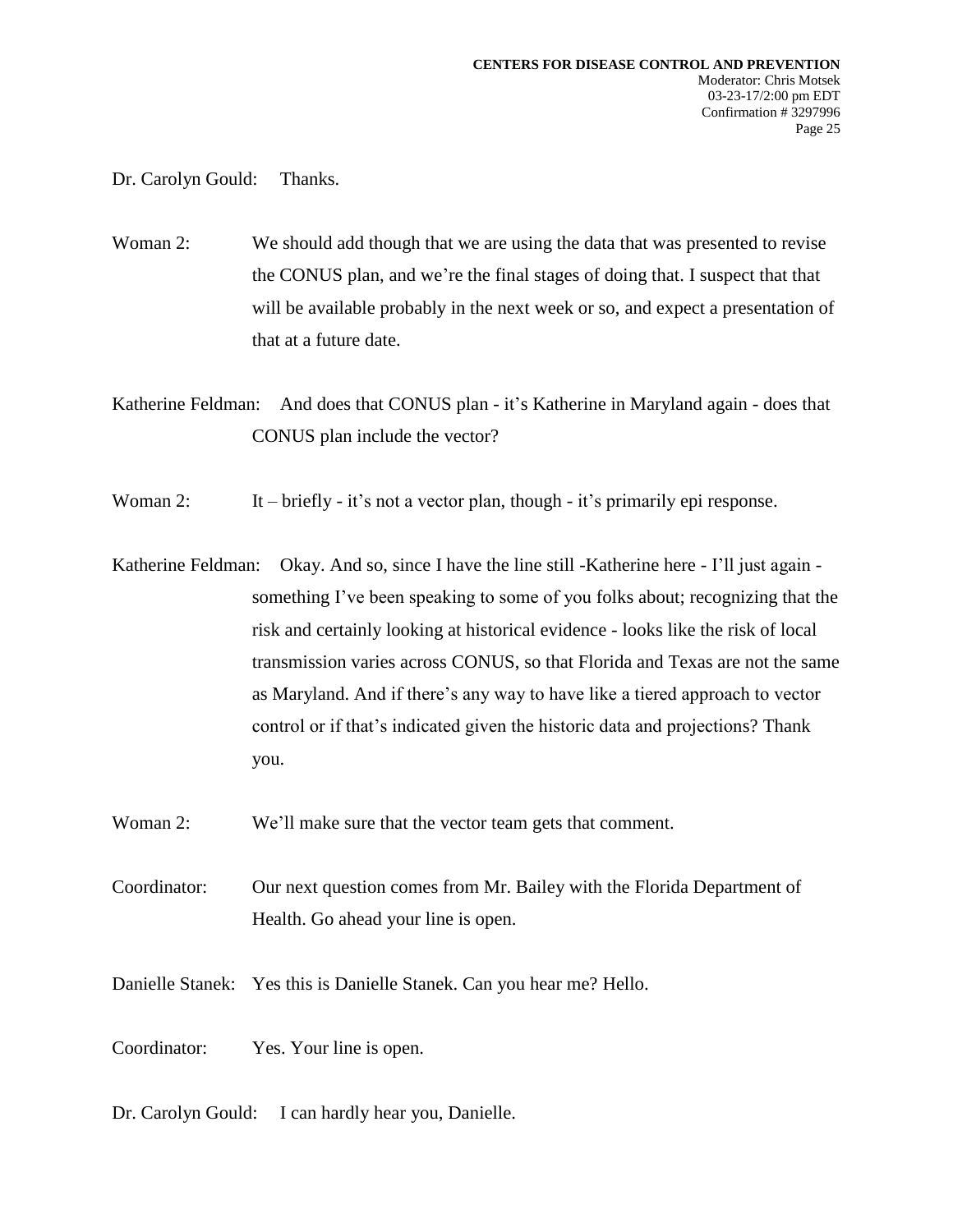Dr. Carolyn Gould: Thanks.

Woman 2: We should add though that we are using the data that was presented to revise the CONUS plan, and we're the final stages of doing that. I suspect that that will be available probably in the next week or so, and expect a presentation of that at a future date.

Katherine Feldman: And does that CONUS plan - it's Katherine in Maryland again - does that CONUS plan include the vector?

Woman 2: It – briefly - it's not a vector plan, though - it's primarily epi response.

Katherine Feldman: Okay. And so, since I have the line still -Katherine here - I'll just again - something I've been speaking to some of you folks about; recognizing that the risk and certainly looking at historical evidence - looks like the risk of local transmission varies across CONUS, so that Florida and Texas are not the same as Maryland. And if there's any way to have like a tiered approach to vector control or if that's indicated given the historic data and projections? Thank you.

Woman 2: We'll make sure that the vector team gets that comment.

Coordinator: Our next question comes from Mr. Bailey with the Florida Department of Health. Go ahead your line is open.

Danielle Stanek: Yes this is Danielle Stanek. Can you hear me? Hello.

Coordinator: Yes. Your line is open.

Dr. Carolyn Gould: I can hardly hear you, Danielle.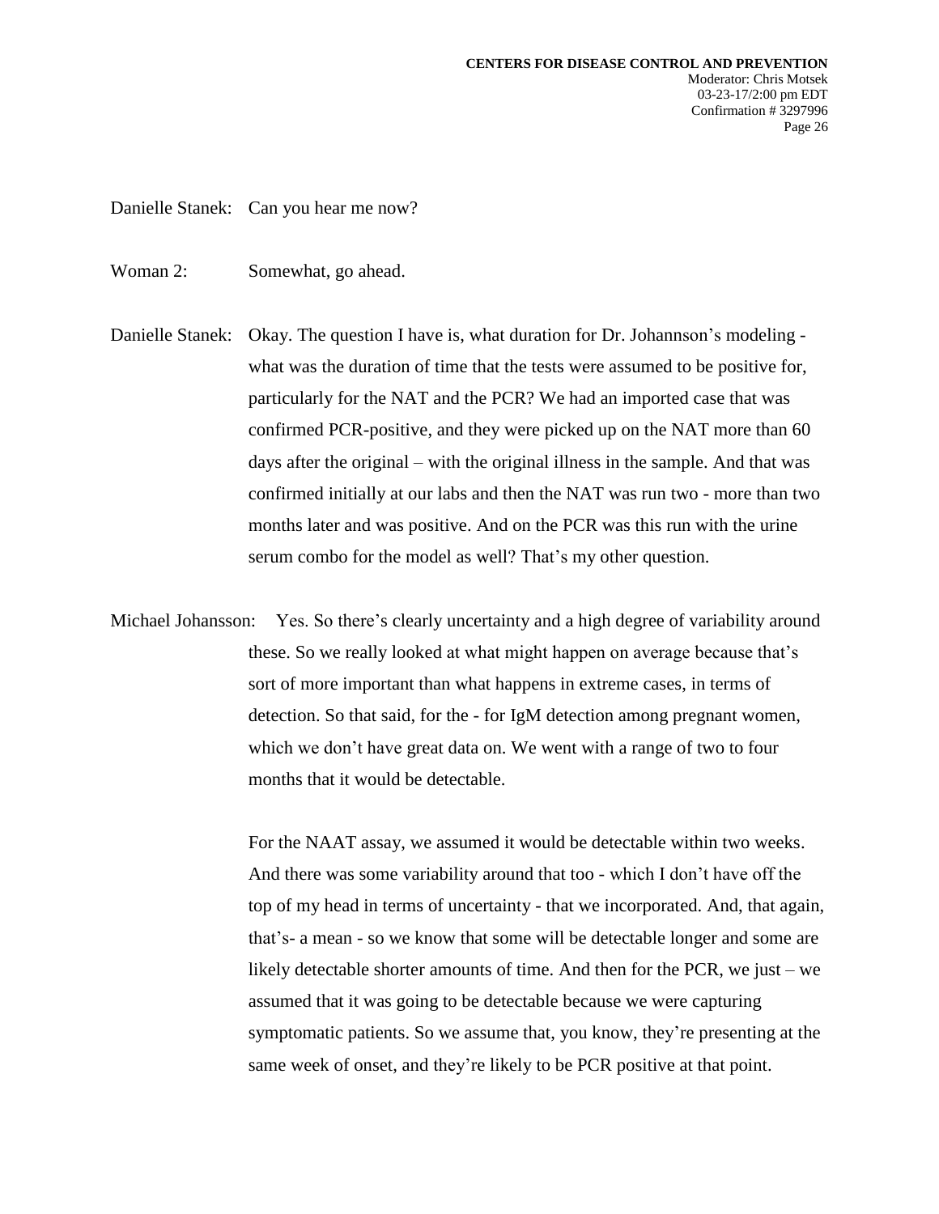Danielle Stanek: Can you hear me now?

Woman 2: Somewhat, go ahead.

Danielle Stanek: Okay. The question I have is, what duration for Dr. Johannson's modeling - what was the duration of time that the tests were assumed to be positive for, particularly for the NAT and the PCR? We had an imported case that was confirmed PCR-positive, and they were picked up on the NAT more than 60 days after the original – with the original illness in the sample. And that was confirmed initially at our labs and then the NAT was run two - more than two months later and was positive. And on the PCR was this run with the urine serum combo for the model as well? That's my other question.

Michael Johansson: Yes. So there's clearly uncertainty and a high degree of variability around these. So we really looked at what might happen on average because that's sort of more important than what happens in extreme cases, in terms of detection. So that said, for the - for IgM detection among pregnant women, which we don't have great data on. We went with a range of two to four months that it would be detectable.

For the NAAT assay, we assumed it would be detectable within two weeks. And there was some variability around that too - which I don't have off the top of my head in terms of uncertainty - that we incorporated. And, that again, that's- a mean - so we know that some will be detectable longer and some are likely detectable shorter amounts of time. And then for the PCR, we just – we assumed that it was going to be detectable because we were capturing symptomatic patients. So we assume that, you know, they're presenting at the same week of onset, and they're likely to be PCR positive at that point.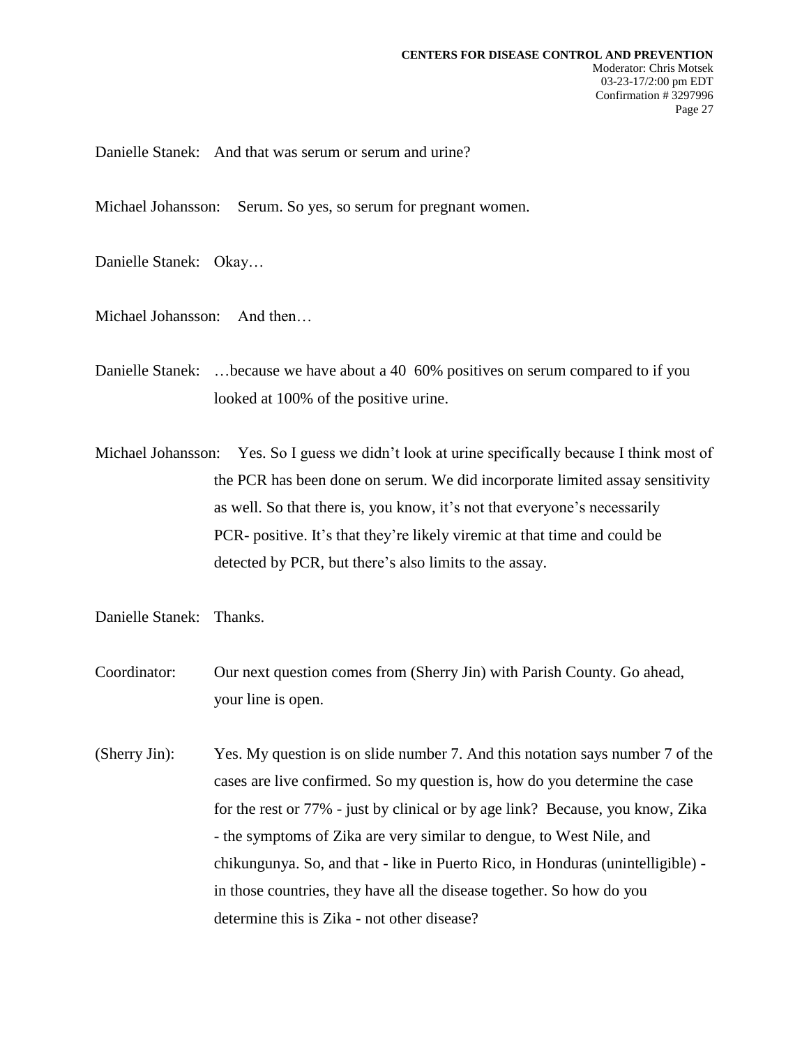Danielle Stanek: And that was serum or serum and urine?

Michael Johansson: Serum. So yes, so serum for pregnant women.

Danielle Stanek: Okay…

Michael Johansson: And then…

Danielle Stanek: …because we have about a 40 60% positives on serum compared to if you looked at 100% of the positive urine.

Michael Johansson: Yes. So I guess we didn't look at urine specifically because I think most of the PCR has been done on serum. We did incorporate limited assay sensitivity as well. So that there is, you know, it's not that everyone's necessarily PCR- positive. It's that they're likely viremic at that time and could be detected by PCR, but there's also limits to the assay.

Danielle Stanek: Thanks.

Coordinator: Our next question comes from (Sherry Jin) with Parish County. Go ahead, your line is open.

(Sherry Jin): Yes. My question is on slide number 7. And this notation says number 7 of the cases are live confirmed. So my question is, how do you determine the case for the rest or 77% - just by clinical or by age link? Because, you know, Zika - the symptoms of Zika are very similar to dengue, to West Nile, and chikungunya. So, and that - like in Puerto Rico, in Honduras (unintelligible) - in those countries, they have all the disease together. So how do you determine this is Zika - not other disease?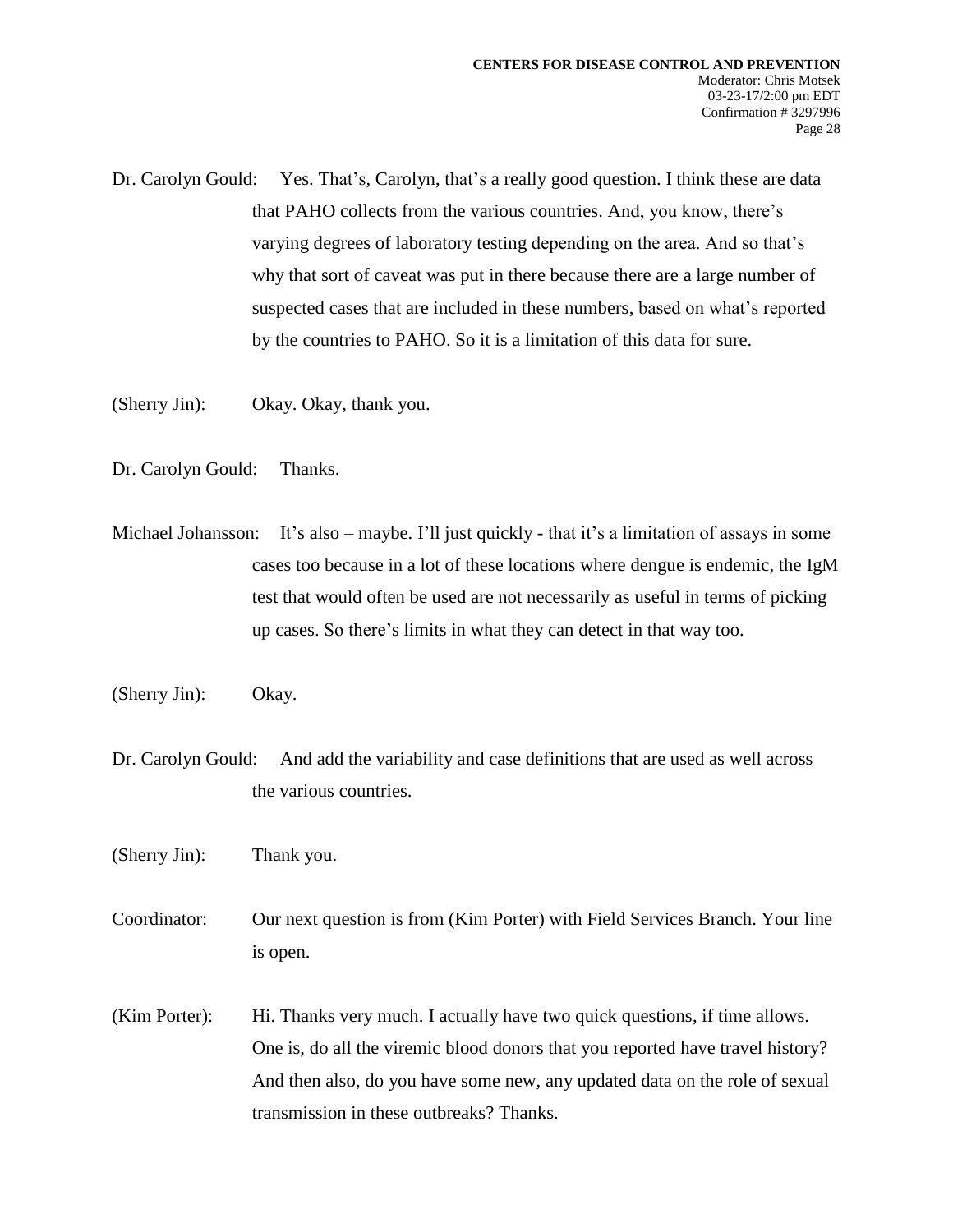Dr. Carolyn Gould: Yes. That's, Carolyn, that's a really good question. I think these are data that PAHO collects from the various countries. And, you know, there's varying degrees of laboratory testing depending on the area. And so that's why that sort of caveat was put in there because there are a large number of suspected cases that are included in these numbers, based on what's reported by the countries to PAHO. So it is a limitation of this data for sure.

(Sherry Jin): Okay. Okay, thank you.

Dr. Carolyn Gould: Thanks.

Michael Johansson: It's also – maybe. I'll just quickly - that it's a limitation of assays in some cases too because in a lot of these locations where dengue is endemic, the IgM test that would often be used are not necessarily as useful in terms of picking up cases. So there's limits in what they can detect in that way too.

(Sherry Jin): Okay.

Dr. Carolyn Gould: And add the variability and case definitions that are used as well across the various countries.

(Sherry Jin): Thank you.

Coordinator: Our next question is from (Kim Porter) with Field Services Branch. Your line is open.

(Kim Porter): Hi. Thanks very much. I actually have two quick questions, if time allows. One is, do all the viremic blood donors that you reported have travel history? And then also, do you have some new, any updated data on the role of sexual transmission in these outbreaks? Thanks.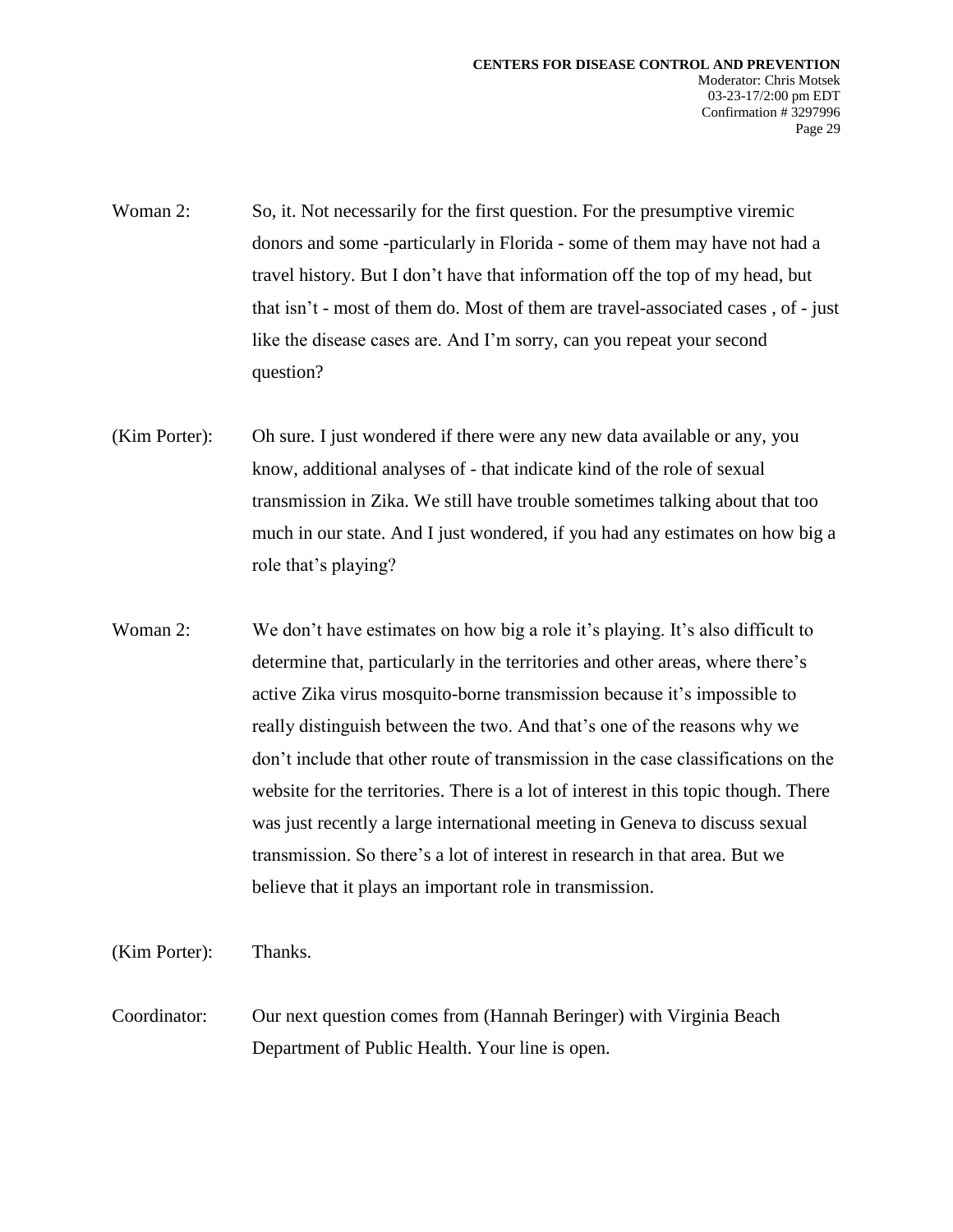Woman 2: So, it. Not necessarily for the first question. For the presumptive viremic donors and some -particularly in Florida - some of them may have not had a travel history. But I don't have that information off the top of my head, but that isn't - most of them do. Most of them are travel-associated cases , of - just like the disease cases are. And I'm sorry, can you repeat your second question?

(Kim Porter): Oh sure. I just wondered if there were any new data available or any, you know, additional analyses of - that indicate kind of the role of sexual transmission in Zika. We still have trouble sometimes talking about that too much in our state. And I just wondered, if you had any estimates on how big a role that's playing?

Woman 2: We don't have estimates on how big a role it's playing. It's also difficult to determine that, particularly in the territories and other areas, where there's active Zika virus mosquito-borne transmission because it's impossible to really distinguish between the two. And that's one of the reasons why we don't include that other route of transmission in the case classifications on the website for the territories. There is a lot of interest in this topic though. There was just recently a large international meeting in Geneva to discuss sexual transmission. So there's a lot of interest in research in that area. But we believe that it plays an important role in transmission.

(Kim Porter): Thanks.

Coordinator: Our next question comes from (Hannah Beringer) with Virginia Beach Department of Public Health. Your line is open.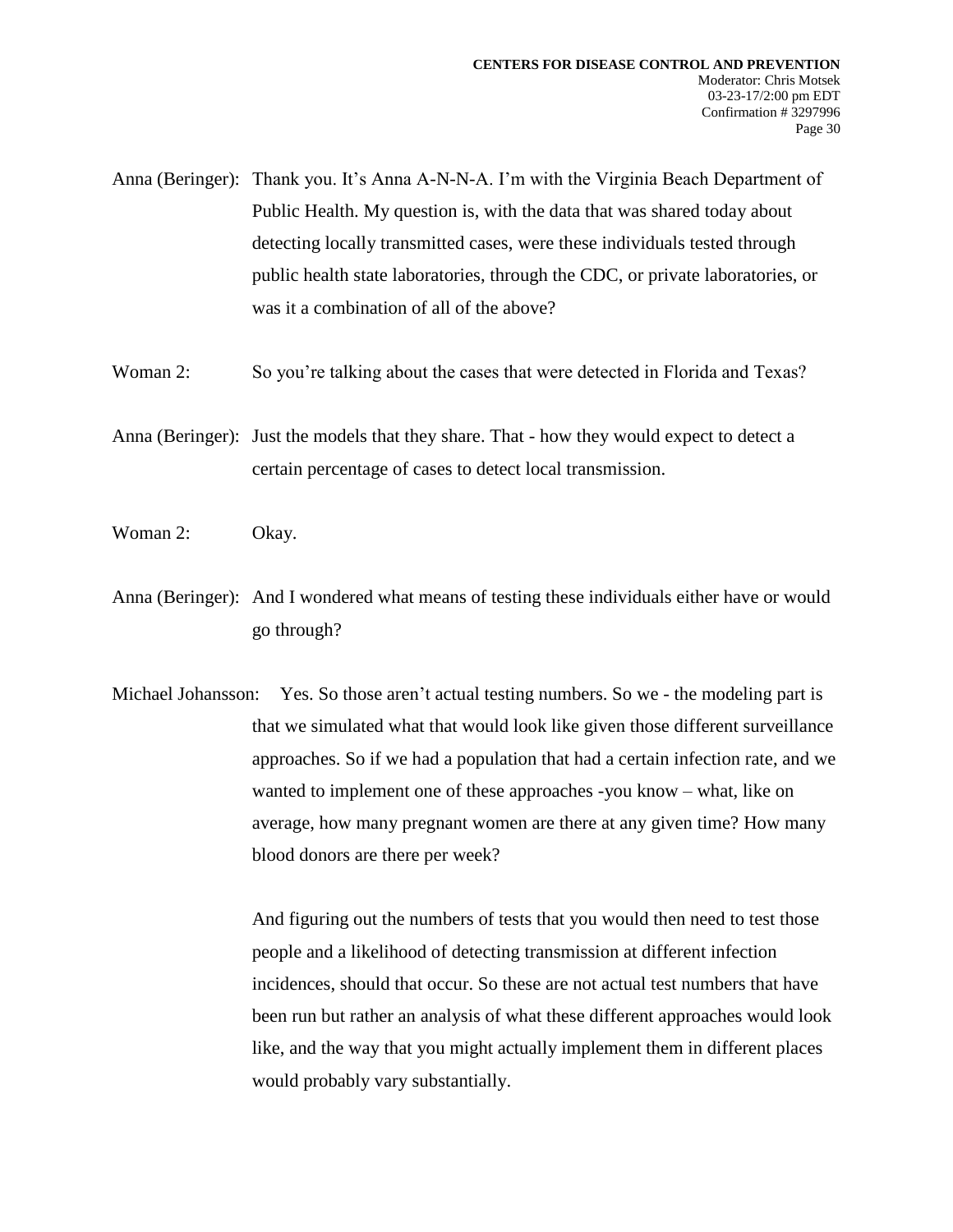Anna (Beringer): Thank you. It's Anna A-N-N-A. I'm with the Virginia Beach Department of Public Health. My question is, with the data that was shared today about detecting locally transmitted cases, were these individuals tested through public health state laboratories, through the CDC, or private laboratories, or was it a combination of all of the above?

Woman 2: So you're talking about the cases that were detected in Florida and Texas?

Anna (Beringer): Just the models that they share. That - how they would expect to detect a certain percentage of cases to detect local transmission.

Woman 2: Okay.

Anna (Beringer): And I wondered what means of testing these individuals either have or would go through?

Michael Johansson: Yes. So those aren't actual testing numbers. So we - the modeling part is that we simulated what that would look like given those different surveillance approaches. So if we had a population that had a certain infection rate, and we wanted to implement one of these approaches -you know – what, like on average, how many pregnant women are there at any given time? How many blood donors are there per week?

And figuring out the numbers of tests that you would then need to test those people and a likelihood of detecting transmission at different infection incidences, should that occur. So these are not actual test numbers that have been run but rather an analysis of what these different approaches would look like, and the way that you might actually implement them in different places would probably vary substantially.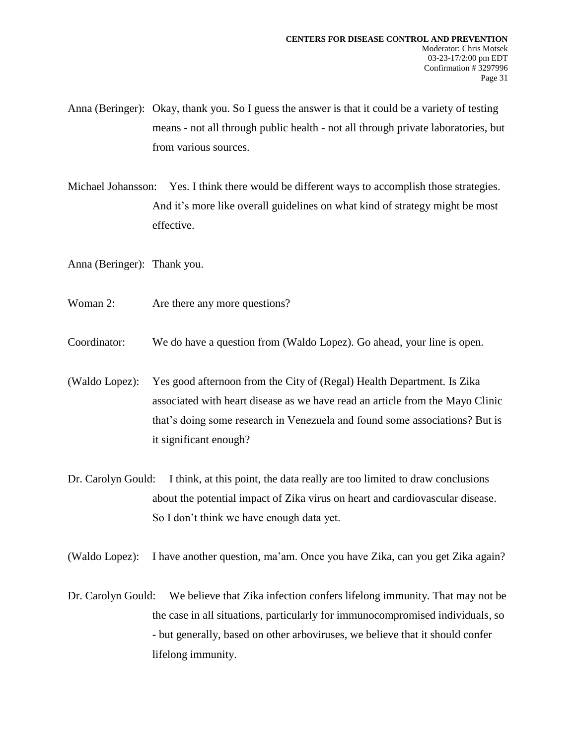Anna (Beringer): Okay, thank you. So I guess the answer is that it could be a variety of testing means - not all through public health - not all through private laboratories, but from various sources.

Michael Johansson: Yes. I think there would be different ways to accomplish those strategies. And it's more like overall guidelines on what kind of strategy might be most effective.

Anna (Beringer): Thank you.

Woman 2: Are there any more questions?

Coordinator: We do have a question from (Waldo Lopez). Go ahead, your line is open.

(Waldo Lopez): Yes good afternoon from the City of (Regal) Health Department. Is Zika associated with heart disease as we have read an article from the Mayo Clinic that's doing some research in Venezuela and found some associations? But is it significant enough?

Dr. Carolyn Gould: I think, at this point, the data really are too limited to draw conclusions about the potential impact of Zika virus on heart and cardiovascular disease. So I don't think we have enough data yet.

(Waldo Lopez): I have another question, ma'am. Once you have Zika, can you get Zika again?

Dr. Carolyn Gould: We believe that Zika infection confers lifelong immunity. That may not be the case in all situations, particularly for immunocompromised individuals, so - but generally, based on other arboviruses, we believe that it should confer lifelong immunity.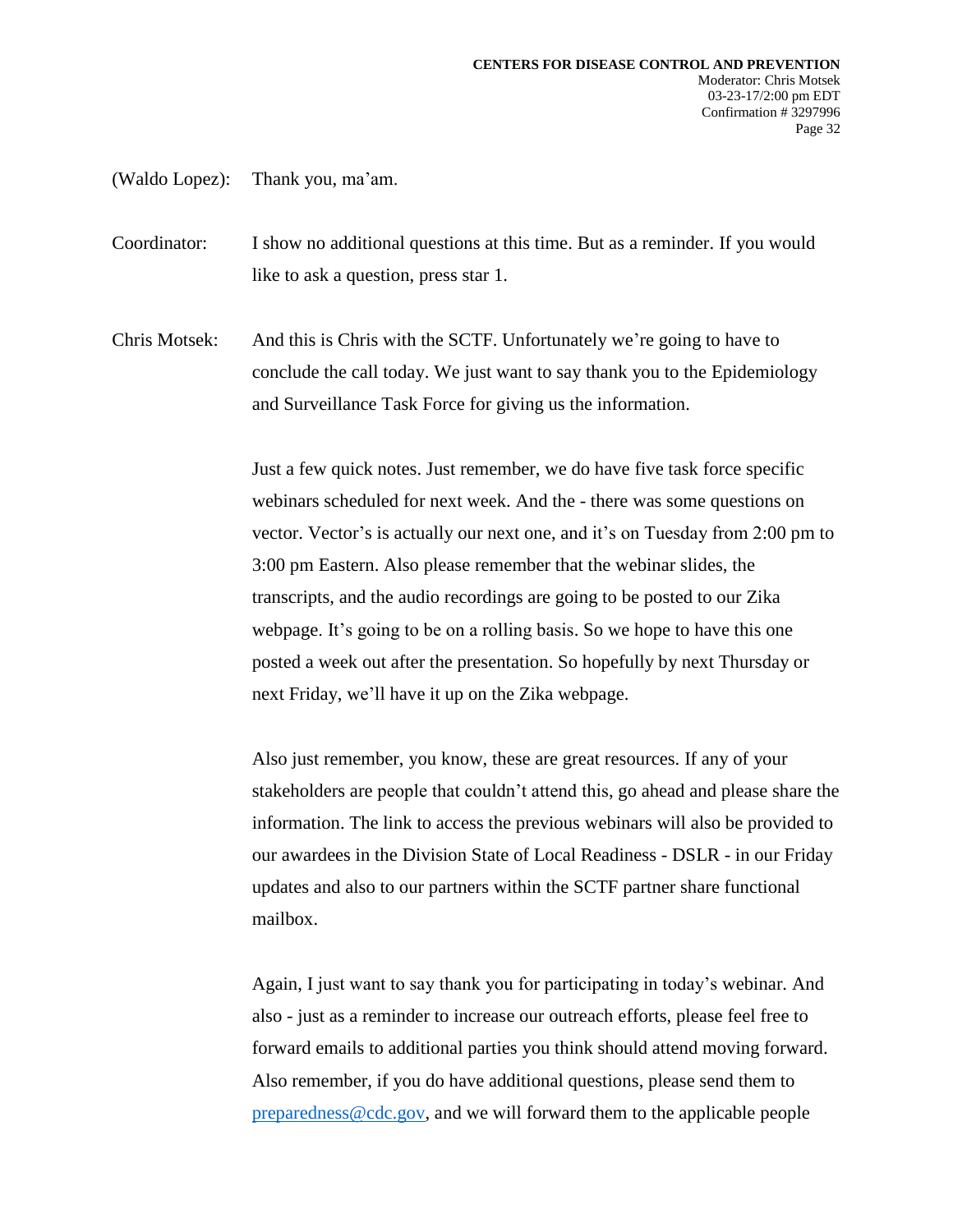(Waldo Lopez): Thank you, ma'am.

Coordinator: I show no additional questions at this time. But as a reminder. If you would like to ask a question, press star 1.

Chris Motsek: And this is Chris with the SCTF. Unfortunately we're going to have to conclude the call today. We just want to say thank you to the Epidemiology and Surveillance Task Force for giving us the information.

Just a few quick notes. Just remember, we do have five task force specific webinars scheduled for next week. And the - there was some questions on vector. Vector's is actually our next one, and it's on Tuesday from 2:00 pm to 3:00 pm Eastern. Also please remember that the webinar slides, the transcripts, and the audio recordings are going to be posted to our Zika webpage. It's going to be on a rolling basis. So we hope to have this one posted a week out after the presentation. So hopefully by next Thursday or next Friday, we'll have it up on the Zika webpage.

Also just remember, you know, these are great resources. If any of your stakeholders are people that couldn't attend this, go ahead and please share the information. The link to access the previous webinars will also be provided to our awardees in the Division State of Local Readiness - DSLR - in our Friday updates and also to our partners within the SCTF partner share functional mailbox.

Again, I just want to say thank you for participating in today's webinar. And also - just as a reminder to increase our outreach efforts, please feel free to forward emails to additional parties you think should attend moving forward. Also remember, if you do have additional questions, please send them to preparedness@cdc.gov, and we will forward them to the applicable people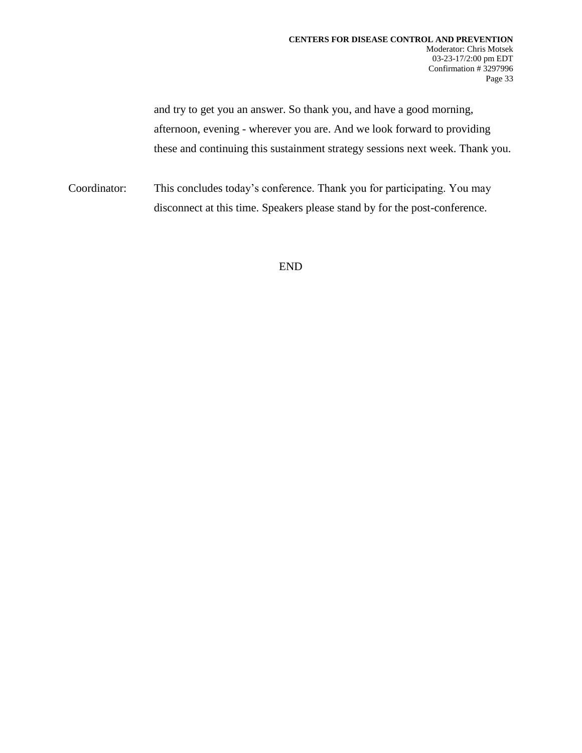and try to get you an answer. So thank you, and have a good morning, afternoon, evening - wherever you are. And we look forward to providing these and continuing this sustainment strategy sessions next week. Thank you.

Coordinator: This concludes today's conference. Thank you for participating. You may disconnect at this time. Speakers please stand by for the post-conference.

END